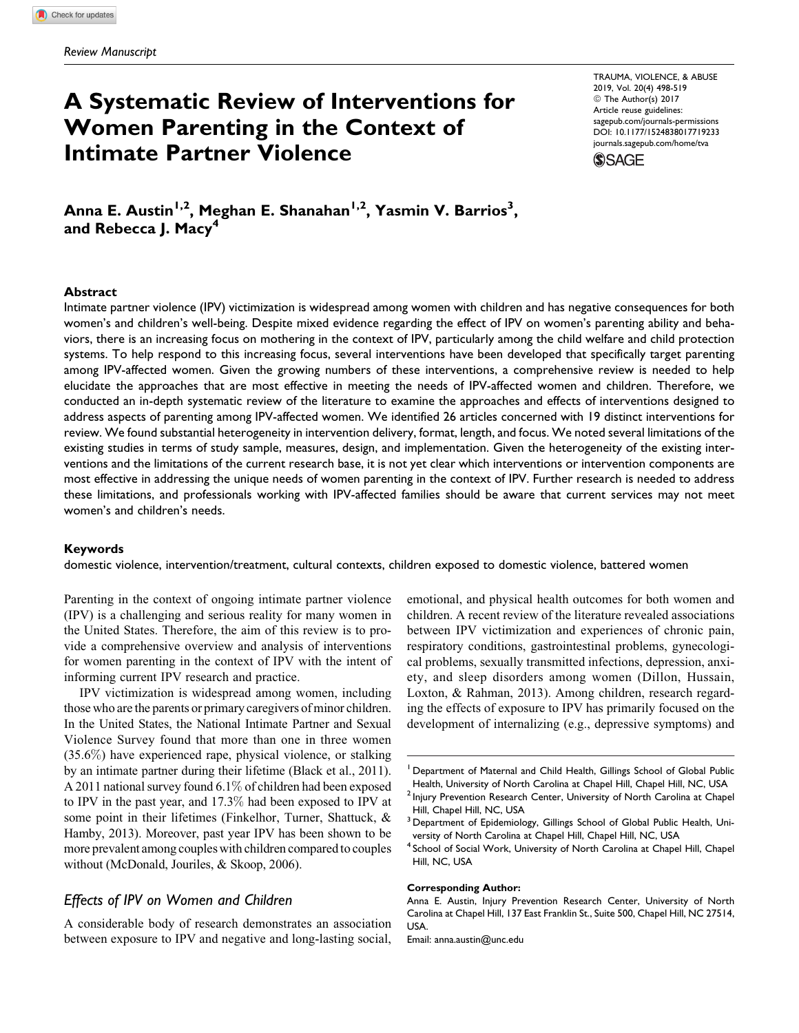Review Manuscript

# A Systematic Review of Interventions for Women Parenting in the Context of Intimate Partner Violence

TRAUMA, VIOLENCE, & ABUSE
2019, Vol. 20(4) 498-519
© The Author(s) 2017
Article reuse guidelines:
sagepub.com/journals-permissions
DOI: 10.1177/1524838017719233
journals.sagepub.com/home/tva

**Anna E. Austin[1,2], Meghan E. Shanahan[1,2], Yasmin V. Barrios[3], and Rebecca J. Macy[4]**

## Abstract

Intimate partner violence (IPV) victimization is widespread among women with children and has negative consequences for both women's and children's well-being. Despite mixed evidence regarding the effect of IPV on women's parenting ability and behaviors, there is an increasing focus on mothering in the context of IPV, particularly among the child welfare and child protection systems. To help respond to this increasing focus, several interventions have been developed that specifically target parenting among IPV-affected women. Given the growing numbers of these interventions, a comprehensive review is needed to help elucidate the approaches that are most effective in meeting the needs of IPV-affected women and children. Therefore, we conducted an in-depth systematic review of the literature to examine the approaches and effects of interventions designed to address aspects of parenting among IPV-affected women. We identified 26 articles concerned with 19 distinct interventions for review. We found substantial heterogeneity in intervention delivery, format, length, and focus. We noted several limitations of the existing studies in terms of study sample, measures, design, and implementation. Given the heterogeneity of the existing interventions and the limitations of the current research base, it is not yet clear which interventions or intervention components are most effective in addressing the unique needs of women parenting in the context of IPV. Further research is needed to address these limitations, and professionals working with IPV-affected families should be aware that current services may not meet women's and children's needs.

### Keywords

domestic violence, intervention/treatment, cultural contexts, children exposed to domestic violence, battered women

Parenting in the context of ongoing intimate partner violence (IPV) is a challenging and serious reality for many women in the United States. Therefore, the aim of this review is to provide a comprehensive overview and analysis of interventions for women parenting in the context of IPV with the intent of informing current IPV research and practice.

IPV victimization is widespread among women, including those who are the parents or primary caregivers of minor children. In the United States, the National Intimate Partner and Sexual Violence Survey found that more than one in three women (35.6%) have experienced rape, physical violence, or stalking by an intimate partner during their lifetime (Black et al., 2011). A 2011 national survey found 6.1% of children had been exposed to IPV in the past year, and 17.3% had been exposed to IPV at some point in their lifetimes (Finkelhor, Turner, Shattuck, & Hamby, 2013). Moreover, past year IPV has been shown to be more prevalent among couples with children compared to couples without (McDonald, Jouriles, & Skoop, 2006).

## *Effects of IPV on Women and Children*

A considerable body of research demonstrates an association between exposure to IPV and negative and long-lasting social, emotional, and physical health outcomes for both women and children. A recent review of the literature revealed associations between IPV victimization and experiences of chronic pain, respiratory conditions, gastrointestinal problems, gynecological problems, sexually transmitted infections, depression, anxiety, and sleep disorders among women (Dillon, Hussain, Loxton, & Rahman, 2013). Among children, research regarding the effects of exposure to IPV has primarily focused on the development of internalizing (e.g., depressive symptoms) and

[1] Department of Maternal and Child Health, Gillings School of Global Public Health, University of North Carolina at Chapel Hill, Chapel Hill, NC, USA
[2] Injury Prevention Research Center, University of North Carolina at Chapel Hill, Chapel Hill, NC, USA
[3] Department of Epidemiology, Gillings School of Global Public Health, University of North Carolina at Chapel Hill, Chapel Hill, NC, USA
[4] School of Social Work, University of North Carolina at Chapel Hill, Chapel Hill, NC, USA

**Corresponding Author:**
Anna E. Austin, Injury Prevention Research Center, University of North Carolina at Chapel Hill, 137 East Franklin St., Suite 500, Chapel Hill, NC 27514, USA.
Email: anna.austin@unc.edu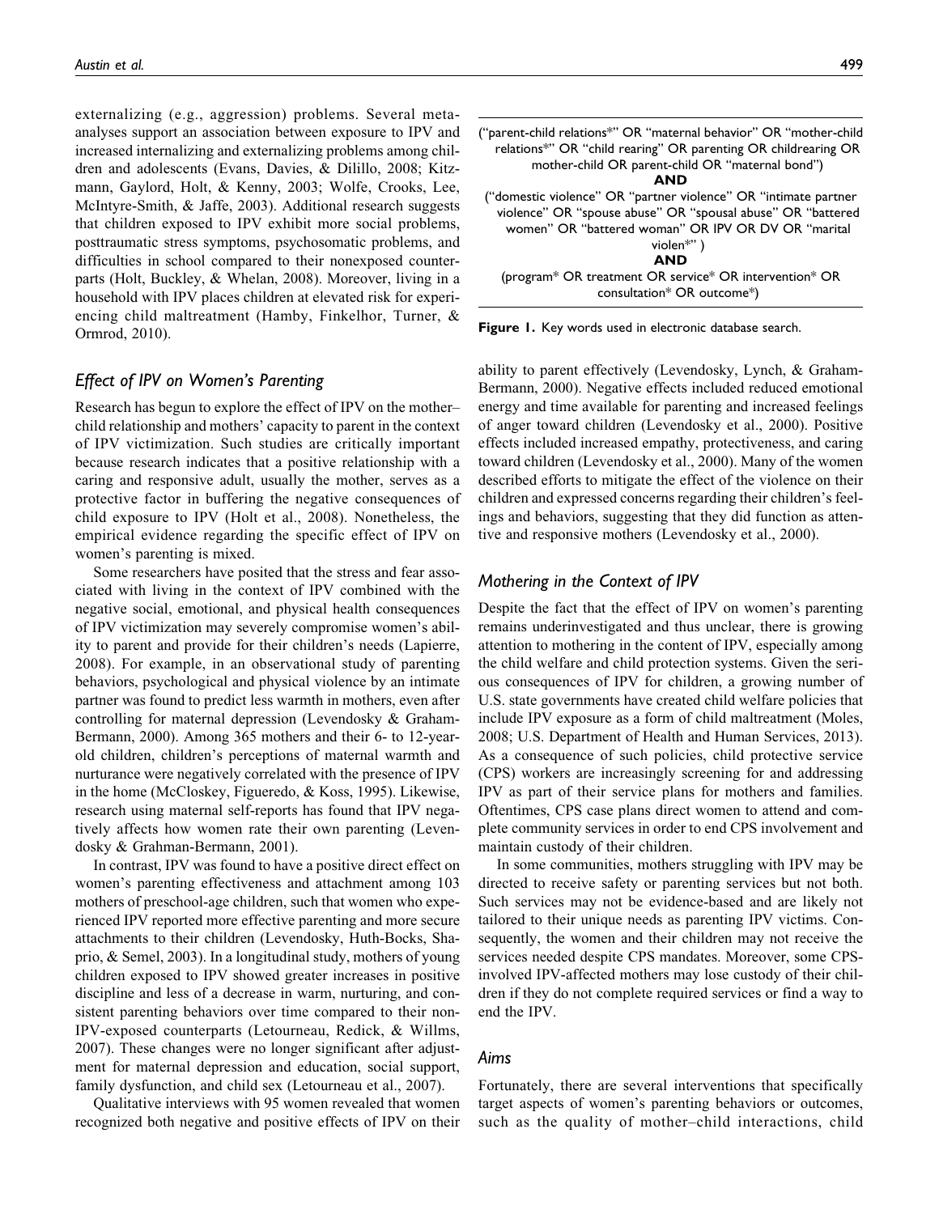externalizing (e.g., aggression) problems. Several meta-analyses support an association between exposure to IPV and increased internalizing and externalizing problems among children and adolescents (Evans, Davies, & Dilillo, 2008; Kitzmann, Gaylord, Holt, & Kenny, 2003; Wolfe, Crooks, Lee, McIntyre-Smith, & Jaffe, 2003). Additional research suggests that children exposed to IPV exhibit more social problems, posttraumatic stress symptoms, psychosomatic problems, and difficulties in school compared to their nonexposed counterparts (Holt, Buckley, & Whelan, 2008). Moreover, living in a household with IPV places children at elevated risk for experiencing child maltreatment (Hamby, Finkelhor, Turner, & Ormrod, 2010).

## *Effect of IPV on Women's Parenting*

Research has begun to explore the effect of IPV on the mother–child relationship and mothers' capacity to parent in the context of IPV victimization. Such studies are critically important because research indicates that a positive relationship with a caring and responsive adult, usually the mother, serves as a protective factor in buffering the negative consequences of child exposure to IPV (Holt et al., 2008). Nonetheless, the empirical evidence regarding the specific effect of IPV on women's parenting is mixed.

Some researchers have posited that the stress and fear associated with living in the context of IPV combined with the negative social, emotional, and physical health consequences of IPV victimization may severely compromise women's ability to parent and provide for their children's needs (Lapierre, 2008). For example, in an observational study of parenting behaviors, psychological and physical violence by an intimate partner was found to predict less warmth in mothers, even after controlling for maternal depression (Levendosky & Graham-Bermann, 2000). Among 365 mothers and their 6- to 12-year-old children, children's perceptions of maternal warmth and nurturance were negatively correlated with the presence of IPV in the home (McCloskey, Figueredo, & Koss, 1995). Likewise, research using maternal self-reports has found that IPV negatively affects how women rate their own parenting (Levendosky & Grahman-Bermann, 2001).

In contrast, IPV was found to have a positive direct effect on women's parenting effectiveness and attachment among 103 mothers of preschool-age children, such that women who experienced IPV reported more effective parenting and more secure attachments to their children (Levendosky, Huth-Bocks, Shaprio, & Semel, 2003). In a longitudinal study, mothers of young children exposed to IPV showed greater increases in positive discipline and less of a decrease in warm, nurturing, and consistent parenting behaviors over time compared to their non-IPV-exposed counterparts (Letourneau, Redick, & Willms, 2007). These changes were no longer significant after adjustment for maternal depression and education, social support, family dysfunction, and child sex (Letourneau et al., 2007).

Qualitative interviews with 95 women revealed that women recognized both negative and positive effects of IPV on their ability to parent effectively (Levendosky, Lynch, & Graham-Bermann, 2000). Negative effects included reduced emotional energy and time available for parenting and increased feelings of anger toward children (Levendosky et al., 2000). Positive effects included increased empathy, protectiveness, and caring toward children (Levendosky et al., 2000). Many of the women described efforts to mitigate the effect of the violence on their children and expressed concerns regarding their children's feelings and behaviors, suggesting that they did function as attentive and responsive mothers (Levendosky et al., 2000).

("parent-child relations*" OR "maternal behavior" OR "mother-child relations*" OR "child rearing" OR parenting OR childrearing OR mother-child OR parent-child OR "maternal bond")
**AND**
("domestic violence" OR "partner violence" OR "intimate partner violence" OR "spouse abuse" OR "spousal abuse" OR "battered women" OR "battered woman" OR IPV OR DV OR "marital violen*" )
**AND**
(program* OR treatment OR service* OR intervention* OR consultation* OR outcome*)

**Figure 1.** Key words used in electronic database search.

## *Mothering in the Context of IPV*

Despite the fact that the effect of IPV on women's parenting remains underinvestigated and thus unclear, there is growing attention to mothering in the content of IPV, especially among the child welfare and child protection systems. Given the serious consequences of IPV for children, a growing number of U.S. state governments have created child welfare policies that include IPV exposure as a form of child maltreatment (Moles, 2008; U.S. Department of Health and Human Services, 2013). As a consequence of such policies, child protective service (CPS) workers are increasingly screening for and addressing IPV as part of their service plans for mothers and families. Oftentimes, CPS case plans direct women to attend and complete community services in order to end CPS involvement and maintain custody of their children.

In some communities, mothers struggling with IPV may be directed to receive safety or parenting services but not both. Such services may not be evidence-based and are likely not tailored to their unique needs as parenting IPV victims. Consequently, the women and their children may not receive the services needed despite CPS mandates. Moreover, some CPS-involved IPV-affected mothers may lose custody of their children if they do not complete required services or find a way to end the IPV.

## *Aims*

Fortunately, there are several interventions that specifically target aspects of women's parenting behaviors or outcomes, such as the quality of mother–child interactions, child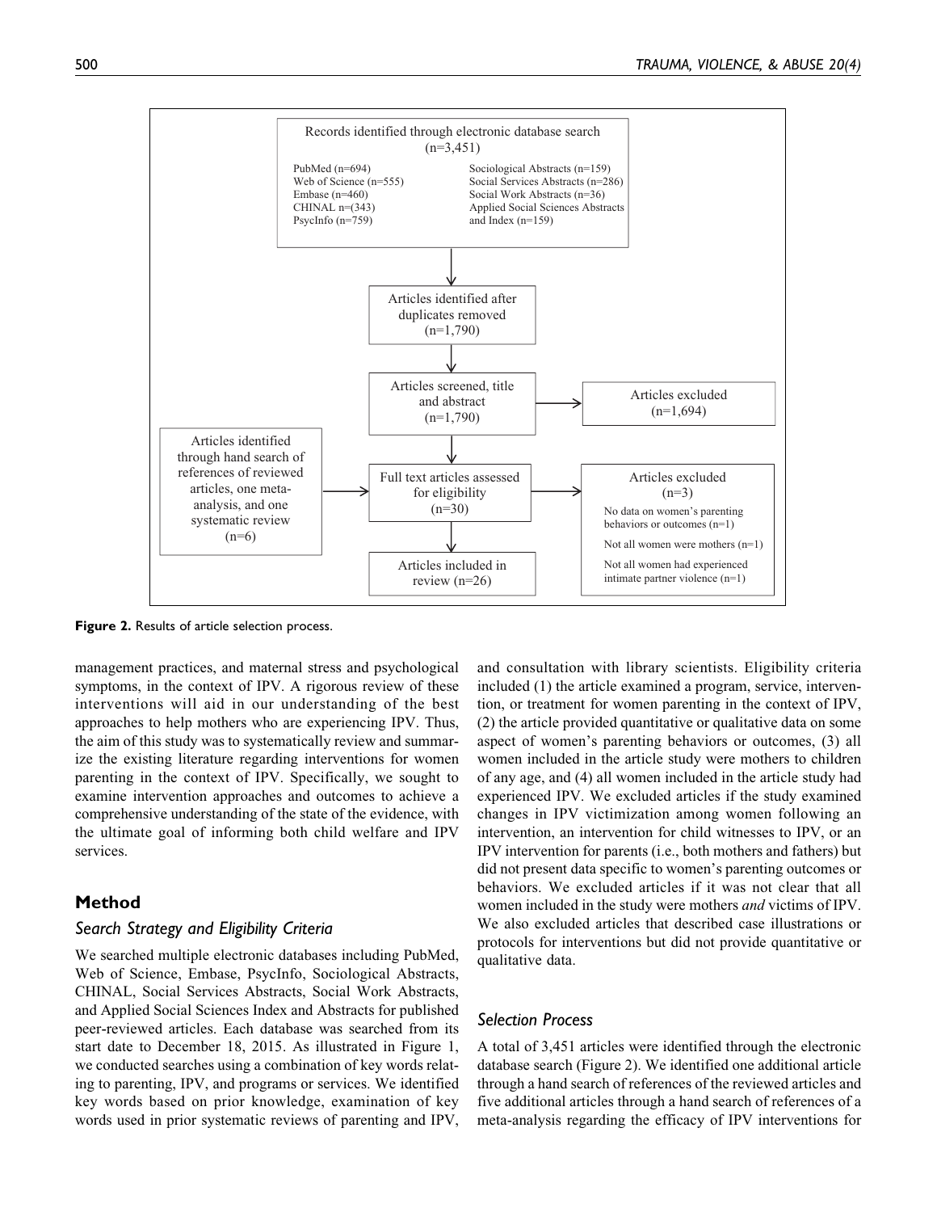Records identified through electronic database search
(n=3,451)

PubMed (n=694)
Web of Science (n=555)
Embase (n=460)
CHINAL n=(343)
PsycInfo (n=759)
Sociological Abstracts (n=159)
Social Services Abstracts (n=286)
Social Work Abstracts (n=36)
Applied Social Sciences Abstracts and Index (n=159)

Articles identified after duplicates removed
(n=1,790)

Articles screened, title and abstract
(n=1,790)

Articles excluded
(n=1,694)

Articles identified through hand search of references of reviewed articles, one meta-analysis, and one systematic review
(n=6)

Full text articles assessed for eligibility
(n=30)

Articles excluded
(n=3)
No data on women's parenting behaviors or outcomes (n=1)
Not all women were mothers (n=1)
Not all women had experienced intimate partner violence (n=1)

Articles included in review (n=26)

**Figure 2.** Results of article selection process.

management practices, and maternal stress and psychological symptoms, in the context of IPV. A rigorous review of these interventions will aid in our understanding of the best approaches to help mothers who are experiencing IPV. Thus, the aim of this study was to systematically review and summarize the existing literature regarding interventions for women parenting in the context of IPV. Specifically, we sought to examine intervention approaches and outcomes to achieve a comprehensive understanding of the state of the evidence, with the ultimate goal of informing both child welfare and IPV services.

## Method

### *Search Strategy and Eligibility Criteria*

We searched multiple electronic databases including PubMed, Web of Science, Embase, PsycInfo, Sociological Abstracts, CHINAL, Social Services Abstracts, Social Work Abstracts, and Applied Social Sciences Index and Abstracts for published peer-reviewed articles. Each database was searched from its start date to December 18, 2015. As illustrated in Figure 1, we conducted searches using a combination of key words relating to parenting, IPV, and programs or services. We identified key words based on prior knowledge, examination of key words used in prior systematic reviews of parenting and IPV, and consultation with library scientists. Eligibility criteria included (1) the article examined a program, service, intervention, or treatment for women parenting in the context of IPV, (2) the article provided quantitative or qualitative data on some aspect of women's parenting behaviors or outcomes, (3) all women included in the article study were mothers to children of any age, and (4) all women included in the article study had experienced IPV. We excluded articles if the study examined changes in IPV victimization among women following an intervention, an intervention for child witnesses to IPV, or an IPV intervention for parents (i.e., both mothers and fathers) but did not present data specific to women's parenting outcomes or behaviors. We excluded articles if it was not clear that all women included in the study were mothers *and* victims of IPV. We also excluded articles that described case illustrations or protocols for interventions but did not provide quantitative or qualitative data.

### *Selection Process*

A total of 3,451 articles were identified through the electronic database search (Figure 2). We identified one additional article through a hand search of references of the reviewed articles and five additional articles through a hand search of references of a meta-analysis regarding the efficacy of IPV interventions for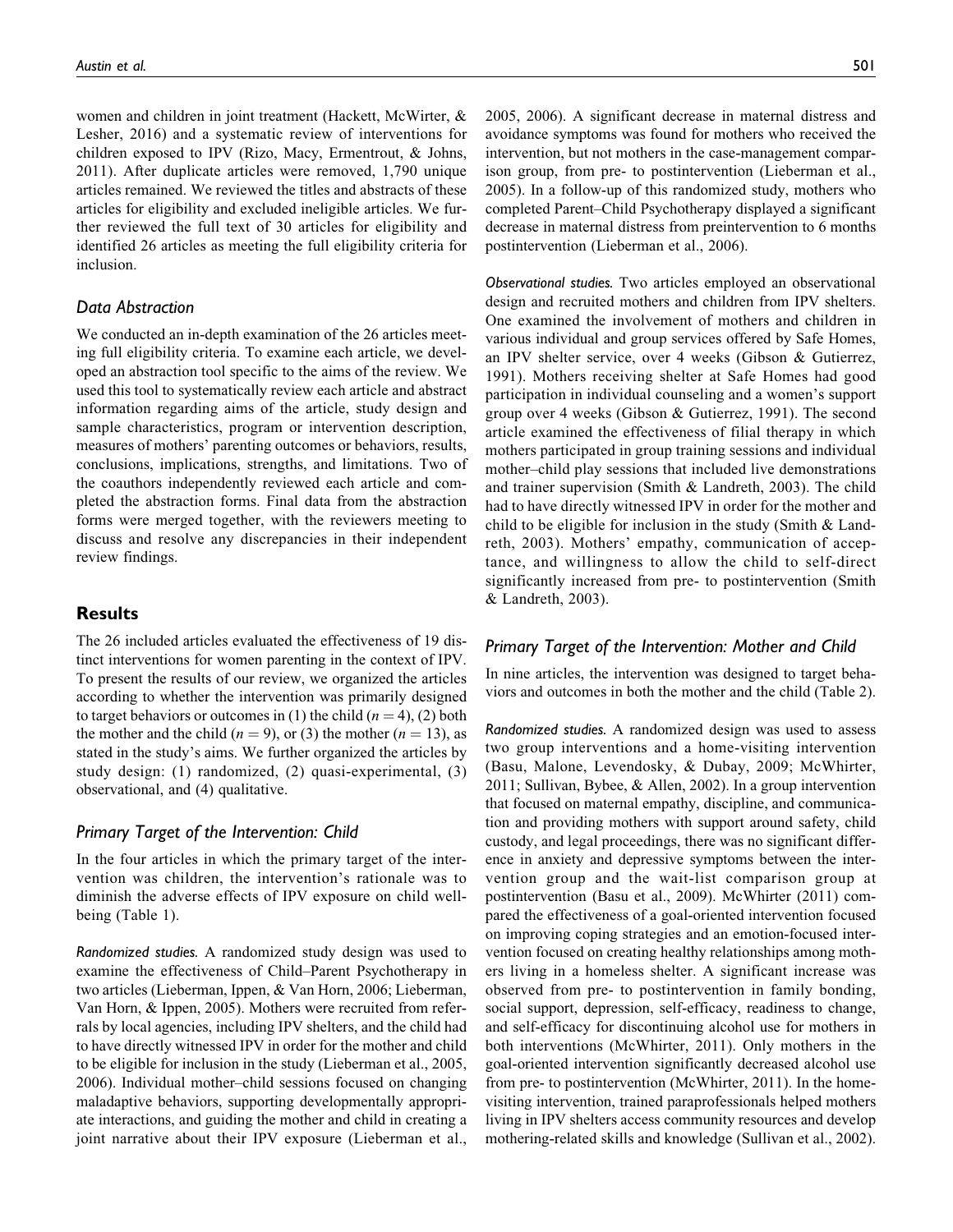women and children in joint treatment (Hackett, McWirter, & Lesher, 2016) and a systematic review of interventions for children exposed to IPV (Rizo, Macy, Ermentrout, & Johns, 2011). After duplicate articles were removed, 1,790 unique articles remained. We reviewed the titles and abstracts of these articles for eligibility and excluded ineligible articles. We further reviewed the full text of 30 articles for eligibility and identified 26 articles as meeting the full eligibility criteria for inclusion.

### *Data Abstraction*

We conducted an in-depth examination of the 26 articles meeting full eligibility criteria. To examine each article, we developed an abstraction tool specific to the aims of the review. We used this tool to systematically review each article and abstract information regarding aims of the article, study design and sample characteristics, program or intervention description, measures of mothers' parenting outcomes or behaviors, results, conclusions, implications, strengths, and limitations. Two of the coauthors independently reviewed each article and completed the abstraction forms. Final data from the abstraction forms were merged together, with the reviewers meeting to discuss and resolve any discrepancies in their independent review findings.

## Results

The 26 included articles evaluated the effectiveness of 19 distinct interventions for women parenting in the context of IPV. To present the results of our review, we organized the articles according to whether the intervention was primarily designed to target behaviors or outcomes in (1) the child ($n = 4$), (2) both the mother and the child ($n = 9$), or (3) the mother ($n = 13$), as stated in the study's aims. We further organized the articles by study design: (1) randomized, (2) quasi-experimental, (3) observational, and (4) qualitative.

### *Primary Target of the Intervention: Child*

In the four articles in which the primary target of the intervention was children, the intervention's rationale was to diminish the adverse effects of IPV exposure on child well-being (Table 1).

*Randomized studies.* A randomized study design was used to examine the effectiveness of Child–Parent Psychotherapy in two articles (Lieberman, Ippen, & Van Horn, 2006; Lieberman, Van Horn, & Ippen, 2005). Mothers were recruited from referrals by local agencies, including IPV shelters, and the child had to have directly witnessed IPV in order for the mother and child to be eligible for inclusion in the study (Lieberman et al., 2005, 2006). Individual mother–child sessions focused on changing maladaptive behaviors, supporting developmentally appropriate interactions, and guiding the mother and child in creating a joint narrative about their IPV exposure (Lieberman et al., 2005, 2006). A significant decrease in maternal distress and avoidance symptoms was found for mothers who received the intervention, but not mothers in the case-management comparison group, from pre- to postintervention (Lieberman et al., 2005). In a follow-up of this randomized study, mothers who completed Parent–Child Psychotherapy displayed a significant decrease in maternal distress from preintervention to 6 months postintervention (Lieberman et al., 2006).

*Observational studies.* Two articles employed an observational design and recruited mothers and children from IPV shelters. One examined the involvement of mothers and children in various individual and group services offered by Safe Homes, an IPV shelter service, over 4 weeks (Gibson & Gutierrez, 1991). Mothers receiving shelter at Safe Homes had good participation in individual counseling and a women's support group over 4 weeks (Gibson & Gutierrez, 1991). The second article examined the effectiveness of filial therapy in which mothers participated in group training sessions and individual mother–child play sessions that included live demonstrations and trainer supervision (Smith & Landreth, 2003). The child had to have directly witnessed IPV in order for the mother and child to be eligible for inclusion in the study (Smith & Landreth, 2003). Mothers' empathy, communication of acceptance, and willingness to allow the child to self-direct significantly increased from pre- to postintervention (Smith & Landreth, 2003).

### *Primary Target of the Intervention: Mother and Child*

In nine articles, the intervention was designed to target behaviors and outcomes in both the mother and the child (Table 2).

*Randomized studies.* A randomized design was used to assess two group interventions and a home-visiting intervention (Basu, Malone, Levendosky, & Dubay, 2009; McWhirter, 2011; Sullivan, Bybee, & Allen, 2002). In a group intervention that focused on maternal empathy, discipline, and communication and providing mothers with support around safety, child custody, and legal proceedings, there was no significant difference in anxiety and depressive symptoms between the intervention group and the wait-list comparison group at postintervention (Basu et al., 2009). McWhirter (2011) compared the effectiveness of a goal-oriented intervention focused on improving coping strategies and an emotion-focused intervention focused on creating healthy relationships among mothers living in a homeless shelter. A significant increase was observed from pre- to postintervention in family bonding, social support, depression, self-efficacy, readiness to change, and self-efficacy for discontinuing alcohol use for mothers in both interventions (McWhirter, 2011). Only mothers in the goal-oriented intervention significantly decreased alcohol use from pre- to postintervention (McWhirter, 2011). In the home-visiting intervention, trained paraprofessionals helped mothers living in IPV shelters access community resources and develop mothering-related skills and knowledge (Sullivan et al., 2002).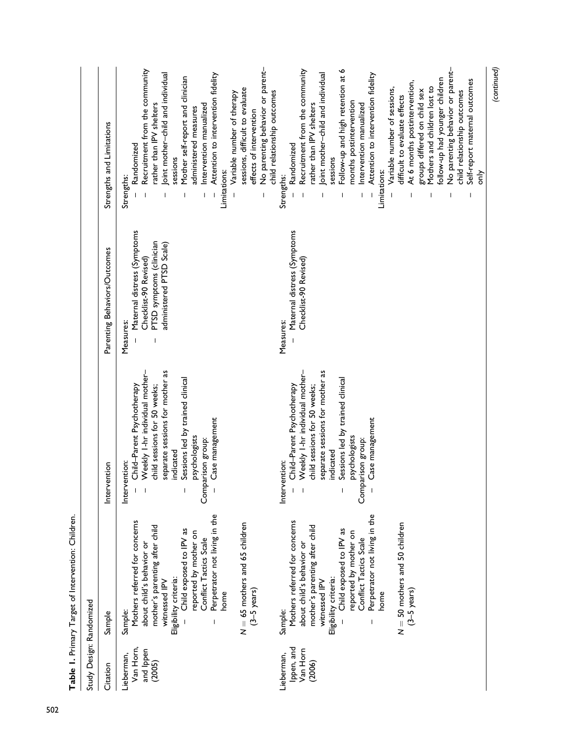**Table 1.** Primary Target of Intervention: Children.

| Citation | Sample | Intervention | Parenting Behaviors/Outcomes | Strengths and Limitations |
|---|---|---|---|---|
| **Study Design: Randomized** | | | | |
| Lieberman, Van Horn, and Ippen (2005) | Sample: Mothers referred for concerns about child's behavior or mother's parenting after child witnessed IPV<br>Eligibility criteria:<br>– Child exposed to IPV as reported by mother on Conflict Tactics Scale<br>– Perpetrator not living in the home<br><br>$N = 65$ mothers and 65 children (3–5 years) | Intervention:<br>– Child–Parent Psychotherapy<br>– Weekly 1-hr individual mother–child sessions for 50 weeks; separate sessions for mother as indicated<br>– Sessions led by trained clinical psychologists<br>Comparison group:<br>– Case management | Measures:<br>– Maternal distress (Symptoms Checklist-90 Revised)<br>– PTSD symptoms (clinician administered PTSD Scale) | Strengths:<br>– Randomized<br>– Recruitment from the community rather than IPV shelters<br>– Joint mother–child and individual sessions<br>– Mother self-report and clinician administered measures<br>– Intervention manualized<br>– Attention to intervention fidelity<br>Limitations:<br>– Variable number of therapy sessions, difficult to evaluate effects of intervention<br>– No parenting behavior or parent–child relationship outcomes |
| Lieberman, Ippen, and Van Horn (2006) | Sample: Mothers referred for concerns about child's behavior or mother's parenting after child witnessed IPV<br>Eligibility criteria:<br>– Child exposed to IPV as reported by mother on Conflict Tactics Scale<br>– Perpetrator not living in the home<br><br>$N = 50$ mothers and 50 children (3–5 years) | Intervention:<br>– Child–Parent Psychotherapy<br>– Weekly 1-hr individual mother–child sessions for 50 weeks; separate sessions for mother as indicated<br>– Sessions led by trained clinical psychologists<br>Comparison group:<br>– Case management | Measures:<br>– Maternal distress (Symptoms Checklist-90 Revised) | Strengths:<br>– Randomized<br>– Recruitment from the community rather than IPV shelters<br>– Joint mother–child and individual sessions<br>– Follow-up and high retention at 6 months postintervention<br>– Intervention manualized<br>– Attention to intervention fidelity<br>Limitations:<br>– Variable number of sessions, difficult to evaluate effects<br>– At 6 months postintervention, groups differed on child sex<br>– Mothers and children lost to follow-up had younger children<br>– No parenting behavior or parent–child relationship outcomes<br>– Self-report maternal outcomes only |

*(continued)*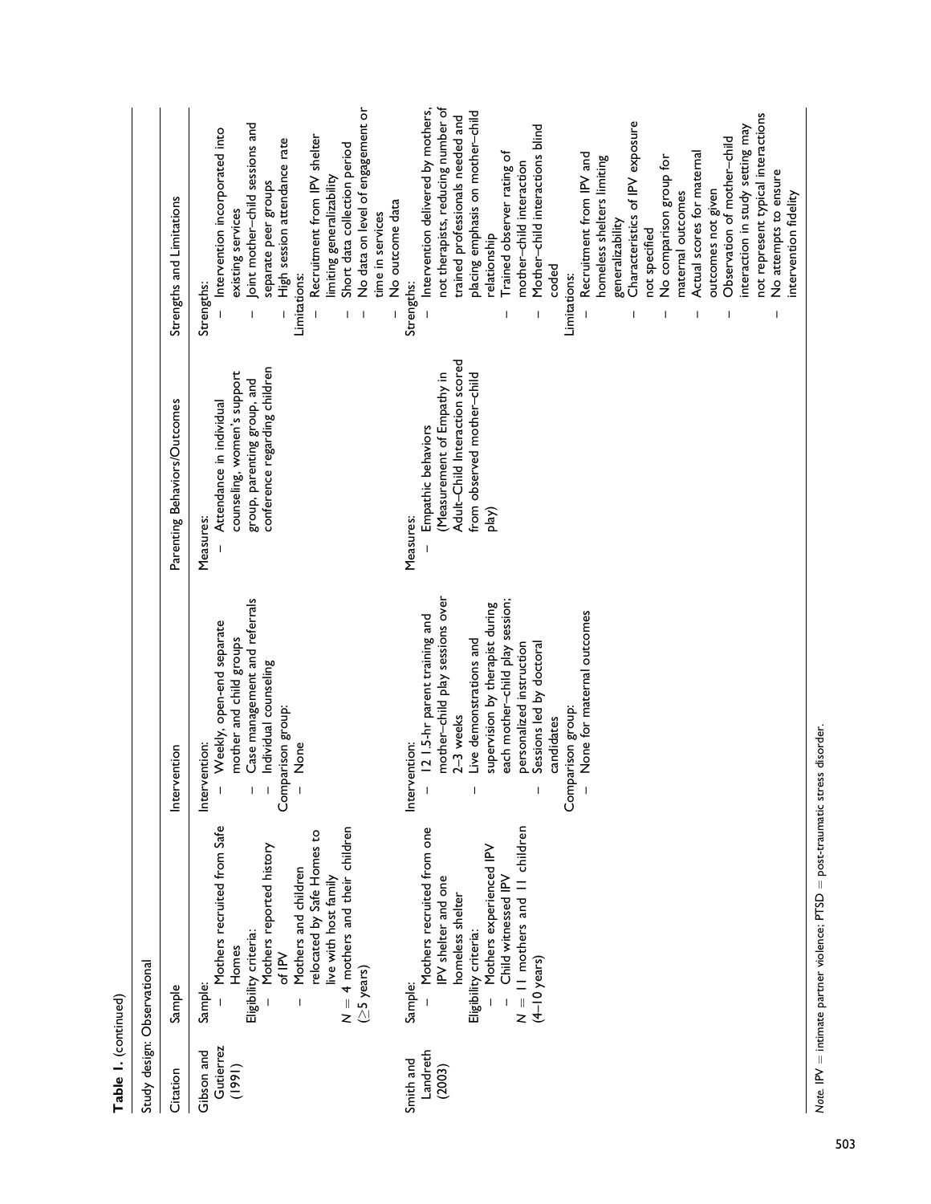**Table 1.** (continued)

Study design: Observational

| Citation | Sample | Intervention | Parenting Behaviors/Outcomes | Strengths and Limitations |
|---|---|---|---|---|
| Gibson and Gutierrez (1991) | Sample:<br>– Mothers recruited from Safe Homes<br>Eligibility criteria:<br>– Mothers reported history of IPV<br>– Mothers and children relocated by Safe Homes to live with host family<br>$N = 4$ mothers and their children ($\geq$5 years) | Intervention:<br>– Weekly, open-end separate mother and child groups<br>– Case management and referrals<br>– Individual counseling<br>Comparison group:<br>– None | Measures:<br>– Attendance in individual counseling, women's support group, parenting group, and conference regarding children | Strengths:<br>– Intervention incorporated into existing services<br>– Joint mother–child sessions and separate peer groups<br>– High session attendance rate<br>Limitations:<br>– Recruitment from IPV shelter limiting generalizability<br>– Short data collection period<br>– No data on level of engagement or time in services<br>– No outcome data |
| Smith and Landreth (2003) | Sample:<br>– Mothers recruited from one IPV shelter and one homeless shelter<br>Eligibility criteria:<br>– Mothers experienced IPV<br>– Child witnessed IPV<br>$N = 11$ mothers and 11 children (4–10 years) | Intervention:<br>– 12 1.5-hr parent training and mother–child play sessions over 2–3 weeks<br>– Live demonstrations and supervision by therapist during each mother–child play session; personalized instruction<br>– Sessions led by doctoral candidates<br>Comparison group:<br>– None for maternal outcomes | Measures:<br>– Empathic behaviors (Measurement of Empathy in Adult–Child Interaction scored from observed mother–child play) | Strengths:<br>– Intervention delivered by mothers, not therapists, reducing number of trained professionals needed and placing emphasis on mother–child relationship<br>– Trained observer rating of mother–child interaction<br>– Mother–child interactions blind coded<br>Limitations:<br>– Recruitment from IPV and homeless shelters limiting generalizability<br>– Characteristics of IPV exposure not specified<br>– No comparison group for maternal outcomes<br>– Actual scores for maternal outcomes not given<br>– Observation of mother–child interaction in study setting may not represent typical interactions<br>– No attempts to ensure intervention fidelity |

*Note.* IPV = intimate partner violence; PTSD = post-traumatic stress disorder.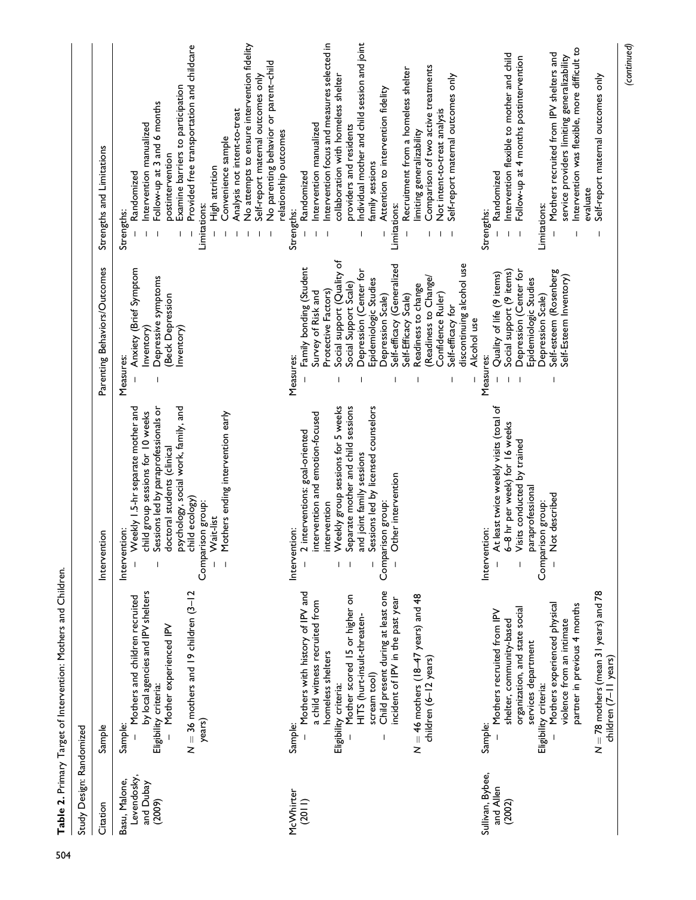**Table 2.** Primary Target of Intervention: Mothers and Children.

| Citation | Sample | Intervention | Parenting Behaviors/Outcomes | Strengths and Limitations |
|---|---|---|---|---|
| **Study Design: Randomized** | | | | |
| Basu, Malone, Levendosky, and Dubay (2009) | Sample:<br>– Mothers and children recruited by local agencies and IPV shelters<br>Eligibility criteria:<br>– Mother experienced IPV<br><br>$N = 36$ mothers and 19 children (3–12 years) | Intervention:<br>– Weekly 1.5-hr separate mother and child group sessions for 10 weeks<br>– Sessions led by paraprofessionals or doctoral students (clinical psychology, social work, family, and child ecology)<br>Comparison group:<br>– Wait-list<br>– Mothers ending intervention early | Measures:<br>– Anxiety (Brief Symptom Inventory)<br>– Depressive symptoms (Beck Depression Inventory) | Strengths:<br>– Randomized<br>– Intervention manualized<br>– Follow-up at 3 and 6 months postintervention<br>– Examine barriers to participation<br>– Provided free transportation and childcare<br>Limitations:<br>– High attrition<br>– Convenience sample<br>– Analysis not intent-to-treat<br>– No attempts to ensure intervention fidelity<br>– Self-report maternal outcomes only<br>– No parenting behavior or parent–child relationship outcomes |
| McWhirter (2011) | Sample:<br>– Mothers with history of IPV and a child witness recruited from homeless shelters<br>Eligibility criteria:<br>– Mother scored 15 or higher on HITS (hurt-insult-threaten-scream tool)<br>– Child present during at least one incident of IPV in the past year<br><br>$N = 46$ mothers (18–47 years) and 48 children (6–12 years) | Intervention:<br>– 2 interventions: goal-oriented intervention and emotion-focused intervention<br>– Weekly group sessions for 5 weeks<br>– Separate mother and child sessions and joint family sessions<br>– Sessions led by licensed counselors<br>Comparison group:<br>– Other intervention | Measures:<br>– Family bonding (Student Survey of Risk and Protective Factors)<br>– Social support (Quality of Social Support Scale)<br>– Depression (Center for Epidemiologic Studies Depression Scale)<br>– Self-efficacy (Generalized Self-Efficacy Scale)<br>– Readiness to change (Readiness to Change/ Confidence Ruler)<br>– Self-efficacy for discontinuing alcohol use<br>– Alcohol use | Strengths:<br>– Randomized<br>– Intervention manualized<br>– Intervention focus and measures selected in collaboration with homeless shelter providers and residents<br>– Individual mother and child session and joint family sessions<br>– Attention to intervention fidelity<br>Limitations:<br>– Recruitment from a homeless shelter limiting generalizability<br>– Comparison of two active treatments<br>– Not intent-to-treat analysis<br>– Self-report maternal outcomes only |
| Sullivan, Bybee, and Allen (2002) | Sample:<br>– Mothers recruited from IPV shelter, community-based organization, and state social services department<br>Eligibility criteria:<br>– Mothers experienced physical violence from an intimate partner in previous 4 months<br><br>$N = 78$ mothers (mean 31 years) and 78 children (7–11 years) | Intervention:<br>– At least twice weekly visits (total of 6–8 hr per week) for 16 weeks<br>– Visits conducted by trained paraprofessional<br>Comparison group:<br>– Not described | Measures:<br>– Quality of life (9 items)<br>– Social support (9 items)<br>– Depression (Center for Epidemiologic Studies Depression Scale)<br>– Self-esteem (Rosenberg Self-Esteem Inventory) | Strengths:<br>– Randomized<br>– Intervention flexible to mother and child<br>– Follow-up at 4 months postintervention<br>Limitations:<br>– Mothers recruited from IPV shelters and service providers limiting generalizability<br>– Intervention was flexible, more difficult to evaluate<br>– Self-report maternal outcomes only |

(continued)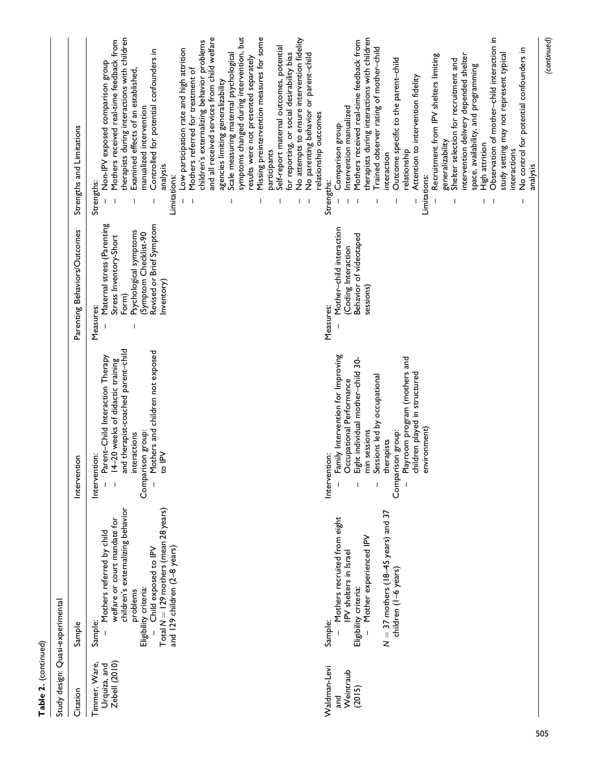**Table 2.** (continued)

| Citation | Sample | Intervention | Parenting Behaviors/Outcomes | Strengths and Limitations |
|---|---|---|---|---|
| **Study design: Quasi-experimental** | | | | |
| Timmer, Ware, Urquiza, and Zebell (2010) | Sample:<br>– Mothers referred by child welfare or court mandate for children's externalizing behavior problems<br>Eligibility criteria:<br>– Child exposed to IPV<br>Total $N = 129$ mothers (mean 28 years) and 129 children (2–8 years) | Intervention:<br>– Parent–Child Interaction Therapy<br>– 14–20 weeks of didactic training and therapist-coached parent–child interactions<br>Comparison group:<br>– Mothers and children not exposed to IPV | Measures:<br>– Maternal stress (Parenting Stress Inventory-Short Form)<br>– Psychological symptoms (Symptom Checklist-90 Revised or Brief Symptom Inventory) | Strengths:<br>– Non-IPV exposed comparison group<br>– Mothers received real-time feedback from therapists during interactions with children<br>– Examined effects of an established, manualized intervention<br>– Controlled for potential confounders in analysis<br>Limitations:<br>– Low participation rate and high attrition<br>– Mothers referred for treatment of children's externalizing behavior problems and all received services from child welfare agencies limiting generalizability<br>– Scale measuring maternal psychological symptoms changed during intervention, but results were not presented separately<br>– Missing preintervention measures for some participants<br>– Self-report maternal outcomes, potential for reporting, or social desirability bias<br>– No attempts to ensure intervention fidelity<br>– No parenting behavior or parent–child relationship outcomes |
| Waldman-Levi and Weintraub (2015) | Sample:<br>– Mothers recruited from eight IPV shelters in Israel<br>Eligibility criteria:<br>– Mother experienced IPV<br>$N = 37$ mothers (18–45 years) and 37 children (1–6 years) | Intervention:<br>– Family Intervention for Improving Occupational Performance<br>– Eight individual mother–child 30-min sessions<br>– Sessions led by occupational therapists<br>Comparison group:<br>– Playroom program (mothers and children played in structured environment) | Measures:<br>– Mother–child interaction (Coding Interaction Behavior of videotaped sessions) | Strengths:<br>– Comparison group<br>– Intervention manualized<br>– Mothers received real-time feedback from therapists during interactions with children<br>– Trained observer rating of mother–child interaction<br>– Outcome specific to the parent–child relationship<br>– Attention to intervention fidelity<br>Limitations:<br>– Recruitment from IPV shelters limiting generalizability<br>– Shelter selection for recruitment and intervention delivery depended shelter space, availability, and programming<br>– High attrition<br>– Observation of mother–child interaction in study setting may not represent typical interactions<br>– No control for potential confounders in analysis |

(continued)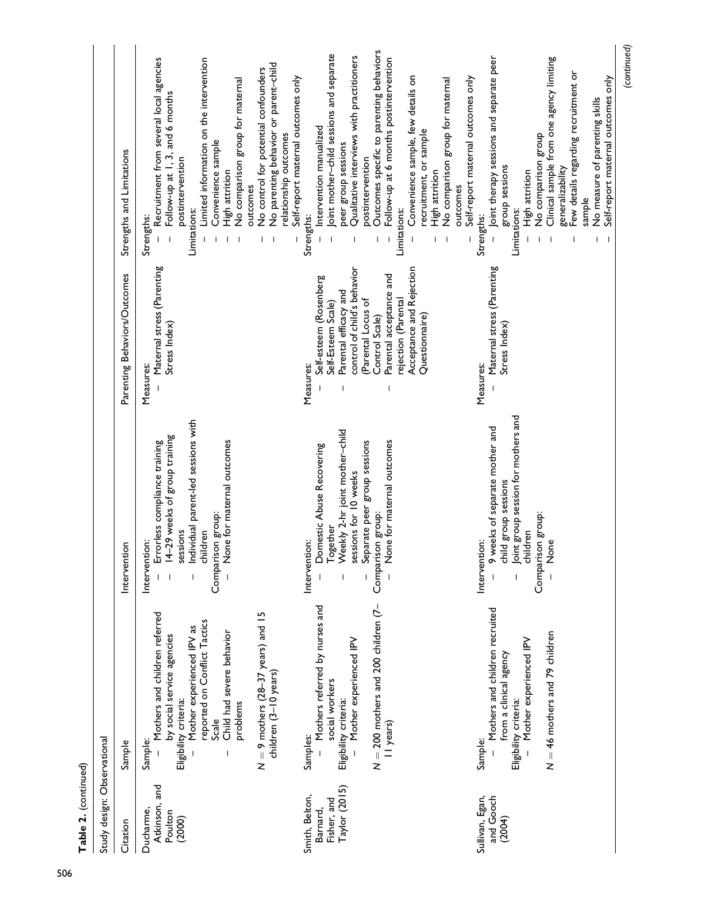**Table 2.** (continued)

| Study design: Observational | | | | |
|---|---|---|---|---|
| Citation | Sample | Intervention | Parenting Behaviors/Outcomes | Strengths and Limitations |
| Ducharme, Atkinson, and Poulton (2000) | Sample:<br>– Mothers and children referred by social service agencies<br>Eligibility criteria:<br>– Mother experienced IPV as reported on Conflict Tactics Scale<br>– Child had severe behavior problems<br><br>$N = 9$ mothers (28–37 years) and 15 children (3–10 years) | Intervention:<br>– Errorless compliance training<br>– 14–29 weeks of group training sessions<br>– Individual parent-led sessions with children<br>Comparison group:<br>– None for maternal outcomes | Measures:<br>– Maternal stress (Parenting Stress Index) | Strengths:<br>– Recruitment from several local agencies<br>– Follow-up at 1, 3, and 6 months postintervention<br>Limitations:<br>– Limited information on the intervention<br>– Convenience sample<br>– High attrition<br>– No comparison group for maternal outcomes<br>– No control for potential confounders<br>– No parenting behavior or parent–child relationship outcomes<br>– Self-report maternal outcomes only |
| Smith, Belton, Barnard, Fisher, and Taylor (2015) | Samples:<br>– Mothers referred by nurses and social workers<br>Eligibility criteria:<br>– Mother experienced IPV<br><br>$N = 200$ mothers and 200 children (7–11 years) | Intervention:<br>– Domestic Abuse Recovering Together<br>– Weekly 2-hr joint mother–child sessions for 10 weeks<br>– Separate peer group sessions<br>Comparison group:<br>– None for maternal outcomes | Measures:<br>– Self-esteem (Rosenberg Self-Esteem Scale)<br>– Parental efficacy and control of child's behavior (Parental Locus of Control Scale)<br>– Parental acceptance and rejection (Parental Acceptance and Rejection Questionnaire) | Strengths:<br>– Intervention manualized<br>– Joint mother–child sessions and separate peer group sessions<br>– Qualitative interviews with practitioners postintervention<br>– Outcomes specific to parenting behaviors<br>– Follow-up at 6 months postintervention<br>Limitations:<br>– Convenience sample, few details on recruitment, or sample<br>– High attrition<br>– No comparison group for maternal outcomes<br>– Self-report maternal outcomes only |
| Sullivan, Egan, and Gooch (2004) | Sample:<br>– Mothers and children recruited from a clinical agency<br>Eligibility criteria:<br>– Mother experienced IPV<br><br>$N = 46$ mothers and 79 children | Intervention:<br>– 9 weeks of separate mother and child group sessions<br>– Joint group session for mothers and children<br>Comparison group:<br>– None | Measures:<br>– Maternal stress (Parenting Stress Index) | Strengths:<br>– Joint therapy sessions and separate peer group sessions<br>Limitations:<br>– High attrition<br>– No comparison group<br>– Clinical sample from one agency limiting generalizability<br>– Few details regarding recruitment or sample<br>– No measure of parenting skills<br>– Self-report maternal outcomes only |

(continued)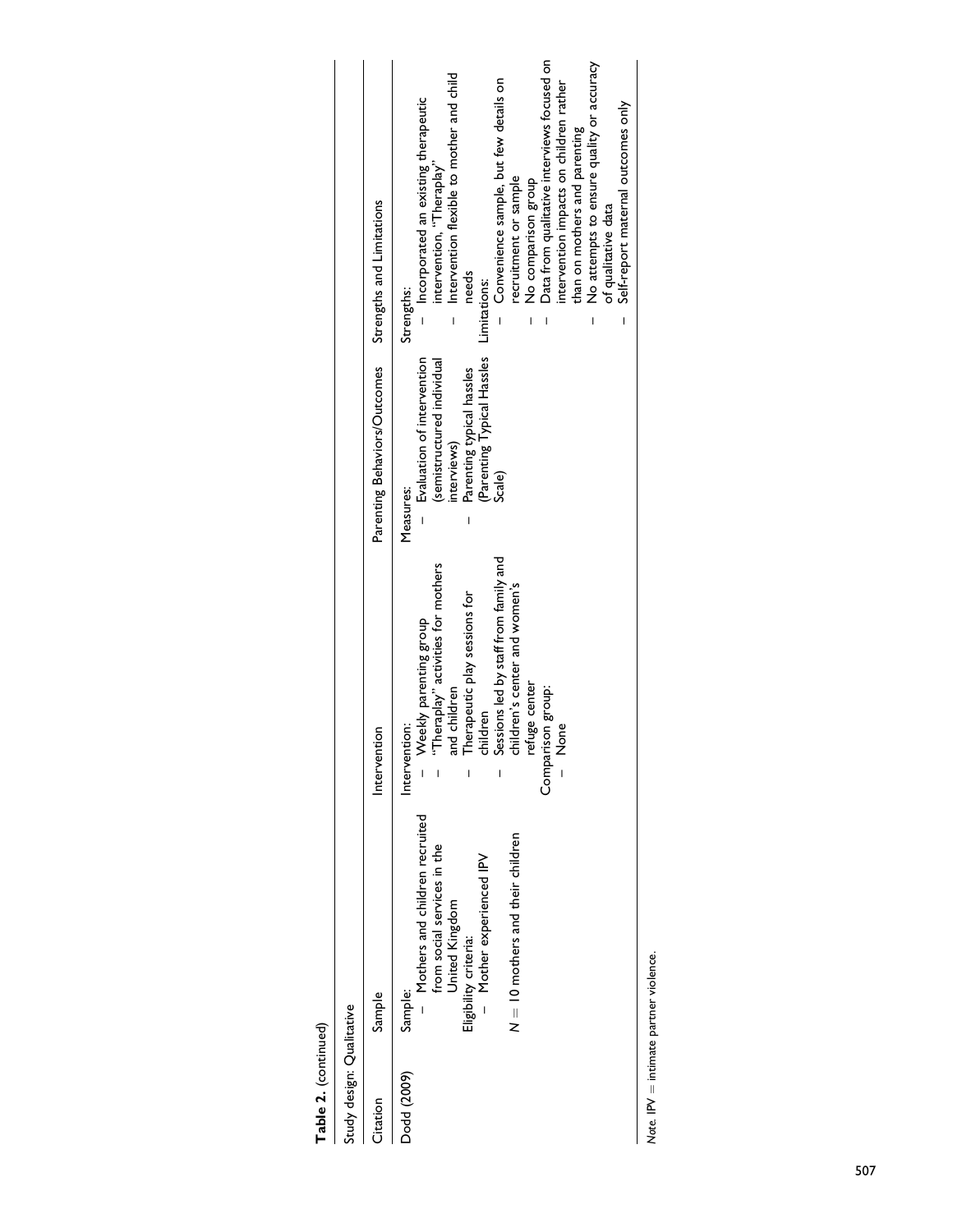**Table 2.** (continued)

Study design: Qualitative

| Citation | Sample | Intervention | Parenting Behaviors/Outcomes | Strengths and Limitations |
|---|---|---|---|---|
| Dodd (2009) | Sample:<br>– Mothers and children recruited from social services in the United Kingdom<br>Eligibility criteria:<br>– Mother experienced IPV<br>$N = 10$ mothers and their children | Intervention:<br>– Weekly parenting group<br>– "Theraplay" activities for mothers and children<br>– Therapeutic play sessions for children<br>– Sessions led by staff from family and children's center and women's refuge center<br>Comparison group:<br>– None | Measures:<br>– Evaluation of intervention (semistructured individual interviews)<br>– Parenting typical hassles (Parenting Typical Hassles Scale) | Strengths:<br>– Incorporated an existing therapeutic intervention, "Theraplay"<br>– Intervention flexible to mother and child needs<br>Limitations:<br>– Convenience sample, but few details on recruitment or sample<br>– No comparison group<br>– Data from qualitative interviews focused on intervention impacts on children rather than on mothers and parenting<br>– No attempts to ensure quality or accuracy of qualitative data<br>– Self-report maternal outcomes only |

*Note.* IPV = intimate partner violence.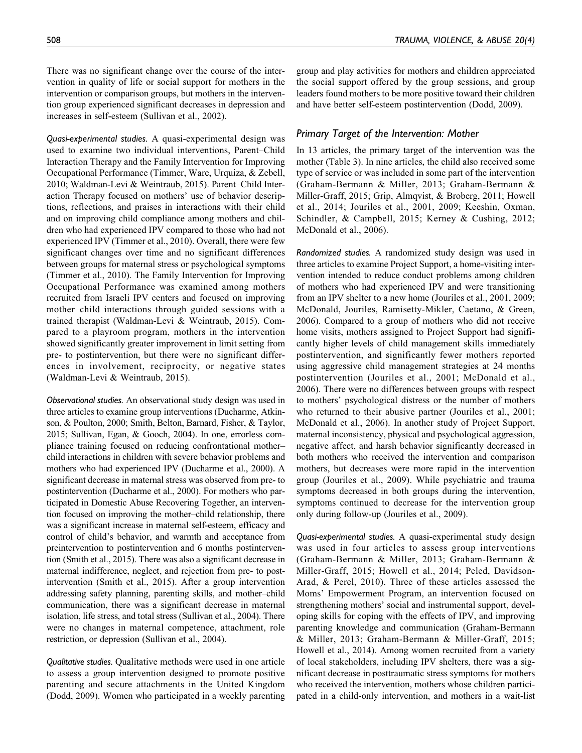There was no significant change over the course of the intervention in quality of life or social support for mothers in the intervention or comparison groups, but mothers in the intervention group experienced significant decreases in depression and increases in self-esteem (Sullivan et al., 2002).

*Quasi-experimental studies.* A quasi-experimental design was used to examine two individual interventions, Parent–Child Interaction Therapy and the Family Intervention for Improving Occupational Performance (Timmer, Ware, Urquiza, & Zebell, 2010; Waldman-Levi & Weintraub, 2015). Parent–Child Interaction Therapy focused on mothers' use of behavior descriptions, reflections, and praises in interactions with their child and on improving child compliance among mothers and children who had experienced IPV compared to those who had not experienced IPV (Timmer et al., 2010). Overall, there were few significant changes over time and no significant differences between groups for maternal stress or psychological symptoms (Timmer et al., 2010). The Family Intervention for Improving Occupational Performance was examined among mothers recruited from Israeli IPV centers and focused on improving mother–child interactions through guided sessions with a trained therapist (Waldman-Levi & Weintraub, 2015). Compared to a playroom program, mothers in the intervention showed significantly greater improvement in limit setting from pre- to postintervention, but there were no significant differences in involvement, reciprocity, or negative states (Waldman-Levi & Weintraub, 2015).

*Observational studies.* An observational study design was used in three articles to examine group interventions (Ducharme, Atkinson, & Poulton, 2000; Smith, Belton, Barnard, Fisher, & Taylor, 2015; Sullivan, Egan, & Gooch, 2004). In one, errorless compliance training focused on reducing confrontational mother–child interactions in children with severe behavior problems and mothers who had experienced IPV (Ducharme et al., 2000). A significant decrease in maternal stress was observed from pre- to postintervention (Ducharme et al., 2000). For mothers who participated in Domestic Abuse Recovering Together, an intervention focused on improving the mother–child relationship, there was a significant increase in maternal self-esteem, efficacy and control of child's behavior, and warmth and acceptance from preintervention to postintervention and 6 months postintervention (Smith et al., 2015). There was also a significant decrease in maternal indifference, neglect, and rejection from pre- to postintervention (Smith et al., 2015). After a group intervention addressing safety planning, parenting skills, and mother–child communication, there was a significant decrease in maternal isolation, life stress, and total stress (Sullivan et al., 2004). There were no changes in maternal competence, attachment, role restriction, or depression (Sullivan et al., 2004).

*Qualitative studies.* Qualitative methods were used in one article to assess a group intervention designed to promote positive parenting and secure attachments in the United Kingdom (Dodd, 2009). Women who participated in a weekly parenting group and play activities for mothers and children appreciated the social support offered by the group sessions, and group leaders found mothers to be more positive toward their children and have better self-esteem postintervention (Dodd, 2009).

## Primary Target of the Intervention: Mother

In 13 articles, the primary target of the intervention was the mother (Table 3). In nine articles, the child also received some type of service or was included in some part of the intervention (Graham-Bermann & Miller, 2013; Graham-Bermann & Miller-Graff, 2015; Grip, Almqvist, & Broberg, 2011; Howell et al., 2014; Jouriles et al., 2001, 2009; Keeshin, Oxman, Schindler, & Campbell, 2015; Kerney & Cushing, 2012; McDonald et al., 2006).

*Randomized studies.* A randomized study design was used in three articles to examine Project Support, a home-visiting intervention intended to reduce conduct problems among children of mothers who had experienced IPV and were transitioning from an IPV shelter to a new home (Jouriles et al., 2001, 2009; McDonald, Jouriles, Ramisetty-Mikler, Caetano, & Green, 2006). Compared to a group of mothers who did not receive home visits, mothers assigned to Project Support had significantly higher levels of child management skills immediately postintervention, and significantly fewer mothers reported using aggressive child management strategies at 24 months postintervention (Jouriles et al., 2001; McDonald et al., 2006). There were no differences between groups with respect to mothers' psychological distress or the number of mothers who returned to their abusive partner (Jouriles et al., 2001; McDonald et al., 2006). In another study of Project Support, maternal inconsistency, physical and psychological aggression, negative affect, and harsh behavior significantly decreased in both mothers who received the intervention and comparison mothers, but decreases were more rapid in the intervention group (Jouriles et al., 2009). While psychiatric and trauma symptoms decreased in both groups during the intervention, symptoms continued to decrease for the intervention group only during follow-up (Jouriles et al., 2009).

*Quasi-experimental studies.* A quasi-experimental study design was used in four articles to assess group interventions (Graham-Bermann & Miller, 2013; Graham-Bermann & Miller-Graff, 2015; Howell et al., 2014; Peled, Davidson-Arad, & Perel, 2010). Three of these articles assessed the Moms' Empowerment Program, an intervention focused on strengthening mothers' social and instrumental support, developing skills for coping with the effects of IPV, and improving parenting knowledge and communication (Graham-Bermann & Miller, 2013; Graham-Bermann & Miller-Graff, 2015; Howell et al., 2014). Among women recruited from a variety of local stakeholders, including IPV shelters, there was a significant decrease in posttraumatic stress symptoms for mothers who received the intervention, mothers whose children participated in a child-only intervention, and mothers in a wait-list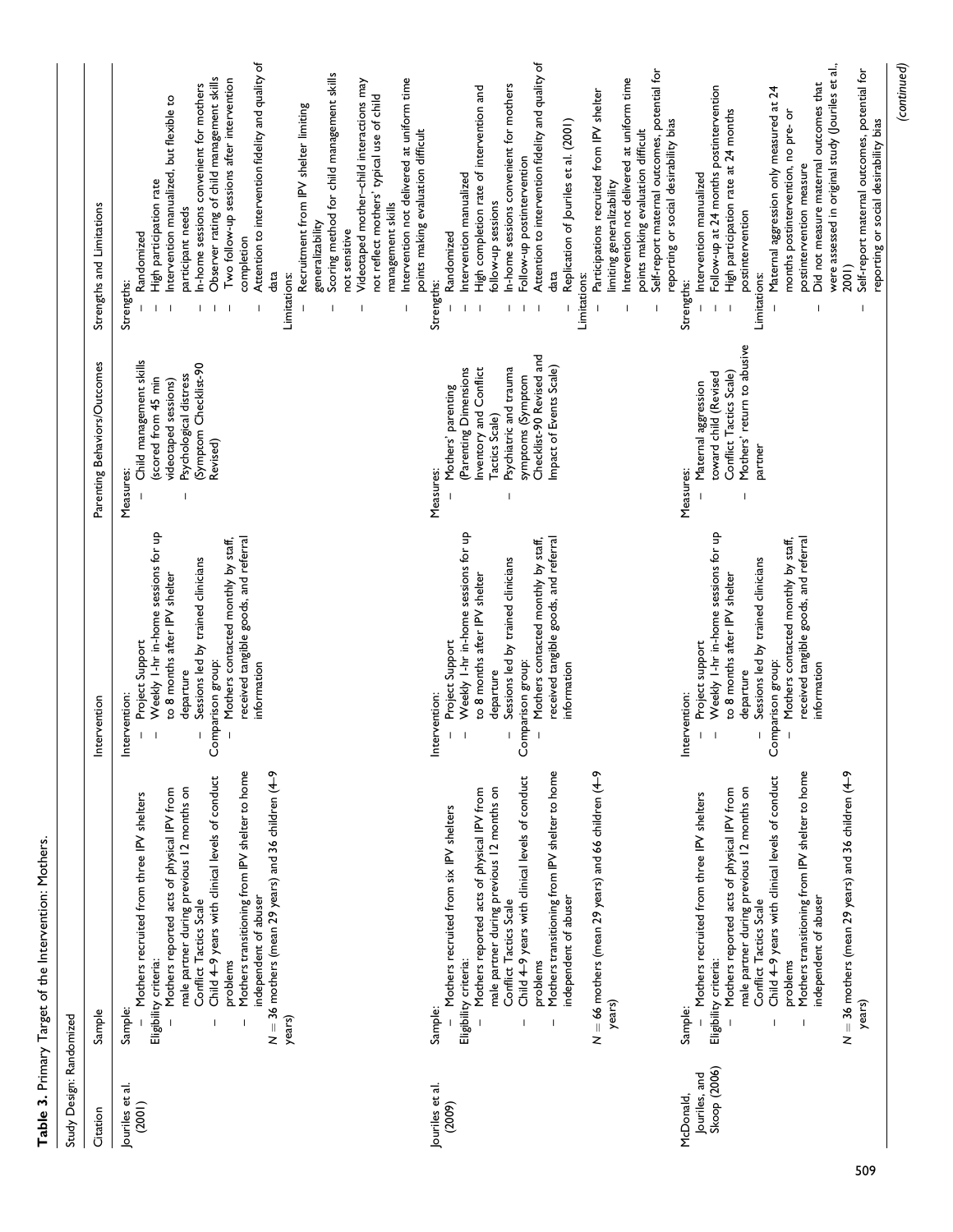**Table 3.** Primary Target of the Intervention: Mothers.

Study Design: Randomized

| Citation | Sample | Intervention | Parenting Behaviors/Outcomes | Strengths and Limitations |
|---|---|---|---|---|
| Jouriles et al. (2001) | Sample:<br>– Mothers recruited from three IPV shelters<br>Eligibility criteria:<br>– Mothers reported acts of physical IPV from male partner during previous 12 months on Conflict Tactics Scale<br>– Child 4–9 years with clinical levels of conduct problems<br>– Mothers transitioning from IPV shelter to home independent of abuser<br>$N = 36$ mothers (mean 29 years) and 36 children (4–9 years) | Intervention:<br>– Project Support<br>– Weekly 1-hr in-home sessions for up to 8 months after IPV shelter departure<br>– Sessions led by trained clinicians<br>Comparison group:<br>– Mothers contacted monthly by staff, received tangible goods, and referral information | Measures:<br>– Child management skills (scored from 45 min videotaped sessions)<br>– Psychological distress (Symptom Checklist-90 Revised) | Strengths:<br>– Randomized<br>– High participation rate<br>– Intervention manualized, but flexible to participant needs<br>– In-home sessions convenient for mothers<br>– Observer rating of child management skills<br>– Two follow-up sessions after intervention completion<br>– Attention to intervention fidelity and quality of data<br>Limitations:<br>– Recruitment from IPV shelter limiting generalizability<br>– Scoring method for child management skills not sensitive<br>– Videotaped mother–child interactions may not reflect mothers' typical use of child management skills<br>– Intervention not delivered at uniform time points making evaluation difficult |
| Jouriles et al. (2009) | Sample:<br>– Mothers recruited from six IPV shelters<br>Eligibility criteria:<br>– Mothers reported acts of physical IPV from male partner during previous 12 months on Conflict Tactics Scale<br>– Child 4–9 years with clinical levels of conduct problems<br>– Mothers transitioning from IPV shelter to home independent of abuser<br>$N = 66$ mothers (mean 29 years) and 66 children (4–9 years) | Intervention:<br>– Project Support<br>– Weekly 1-hr in-home sessions for up to 8 months after IPV shelter departure<br>– Sessions led by trained clinicians<br>Comparison group:<br>– Mothers contacted monthly by staff, received tangible goods, and referral information | Measures:<br>– Mothers' parenting (Parenting Dimensions Inventory and Conflict Tactics Scale)<br>– Psychiatric and trauma symptoms (Symptom Checklist-90 Revised and Impact of Events Scale) | Strengths:<br>– Randomized<br>– Intervention manualized<br>– High completion rate of intervention and follow-up sessions<br>– In-home sessions convenient for mothers<br>– Follow-up postintervention<br>– Attention to intervention fidelity and quality of data<br>– Replication of Jouriles et al. (2001)<br>Limitations:<br>– Participations recruited from IPV shelter limiting generalizability<br>– Intervention not delivered at uniform time points making evaluation difficult<br>– Self-report maternal outcomes, potential for reporting or social desirability bias |
| McDonald, Jouriles, and Skoop (2006) | Sample:<br>– Mothers recruited from three IPV shelters<br>Eligibility criteria:<br>– Mothers reported acts of physical IPV from male partner during previous 12 months on Conflict Tactics Scale<br>– Child 4–9 years with clinical levels of conduct problems<br>– Mothers transitioning from IPV shelter to home independent of abuser<br>$N = 36$ mothers (mean 29 years) and 36 children (4–9 years) | Intervention:<br>– Project support<br>– Weekly 1-hr in-home sessions for up to 8 months after IPV shelter departure<br>– Sessions led by trained clinicians<br>Comparison group:<br>– Mothers contacted monthly by staff, received tangible goods, and referral information | Measures:<br>– Maternal aggression toward child (Revised Conflict Tactics Scale)<br>– Mothers' return to abusive partner | Strengths:<br>– Intervention manualized<br>– Follow-up at 24 months postintervention<br>– High participation rate at 24 months postintervention<br>Limitations:<br>– Maternal aggression only measured at 24 months postintervention, no pre- or postintervention measure<br>– Did not measure maternal outcomes that were assessed in original study (Jouriles et al., 2001)<br>– Self-report maternal outcomes, potential for reporting or social desirability bias |

(continued)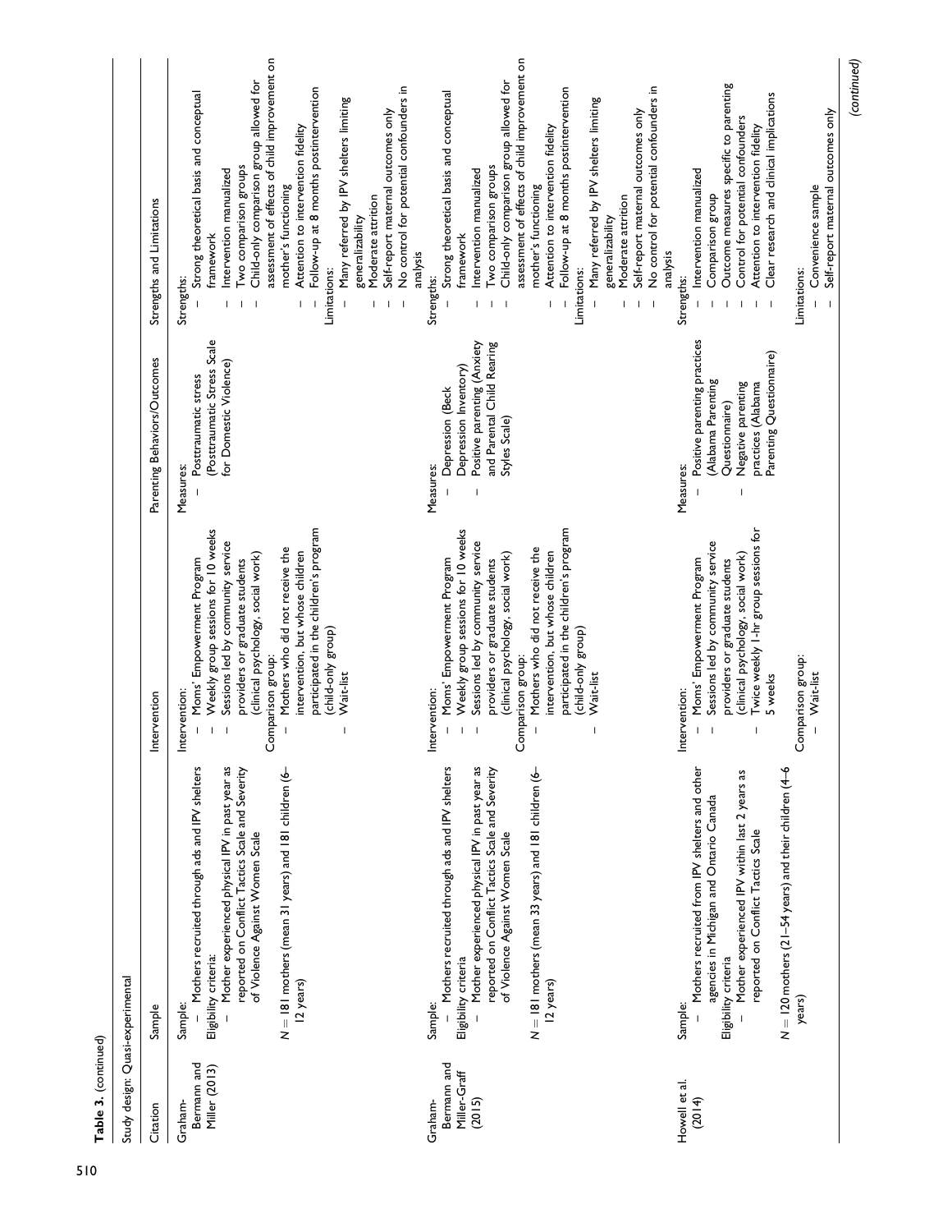**Table 3.** (continued)

| Citation | Sample | Intervention | Parenting Behaviors/Outcomes | Strengths and Limitations |
|---|---|---|---|---|
| **Study design: Quasi-experimental** | | | | |
| Graham-Bermann and Miller (2013) | Sample:<br>– Mothers recruited through ads and IPV shelters<br>Eligibility criteria:<br>– Mother experienced physical IPV in past year as reported on Conflict Tactics Scale and Severity of Violence Against Women Scale<br>N = 181 mothers (mean 31 years) and 181 children (6–12 years) | Intervention:<br>– Moms' Empowerment Program<br>– Weekly group sessions for 10 weeks<br>– Sessions led by community service providers or graduate students (clinical psychology, social work)<br>Comparison group:<br>– Mothers who did not receive the intervention, but whose children participated in the children's program (child-only group)<br>– Wait-list | Measures:<br>– Posttraumatic stress (Posttraumatic Stress Scale for Domestic Violence) | Strengths:<br>– Strong theoretical basis and conceptual framework<br>– Intervention manualized<br>– Two comparison groups<br>– Child-only comparison group allowed for assessment of effects of child improvement on mother's functioning<br>– Attention to intervention fidelity<br>– Follow-up at 8 months postintervention<br>Limitations:<br>– Many referred by IPV shelters limiting generalizability<br>– Moderate attrition<br>– Self-report maternal outcomes only<br>– No control for potential confounders in analysis |
| Graham-Bermann and Miller-Graff (2015) | Sample:<br>– Mothers recruited through ads and IPV shelters<br>Eligibility criteria<br>– Mother experienced physical IPV in past year as reported on Conflict Tactics Scale and Severity of Violence Against Women Scale<br>N = 181 mothers (mean 33 years) and 181 children (6–12 years) | Intervention:<br>– Moms' Empowerment Program<br>– Weekly group sessions for 10 weeks<br>– Sessions led by community service providers or graduate students (clinical psychology, social work)<br>Comparison group:<br>– Mothers who did not receive the intervention, but whose children participated in the children's program (child-only group)<br>– Wait-list | Measures:<br>– Depression (Beck Depression Inventory)<br>– Positive parenting (Anxiety and Parental Child Rearing Styles Scale) | Strengths:<br>– Strong theoretical basis and conceptual framework<br>– Intervention manualized<br>– Two comparison groups<br>– Child-only comparison group allowed for assessment of effects of child improvement on mother's functioning<br>– Attention to intervention fidelity<br>– Follow-up at 8 months postintervention<br>Limitations:<br>– Many referred by IPV shelters limiting generalizability<br>– Moderate attrition<br>– Self-report maternal outcomes only<br>– No control for potential confounders in analysis |
| Howell et al. (2014) | Sample:<br>– Mothers recruited from IPV shelters and other agencies in Michigan and Ontario Canada<br>Eligibility criteria<br>– Mother experienced IPV within last 2 years as reported on Conflict Tactics Scale<br>N = 120 mothers (21–54 years) and their children (4–6 years) | Intervention:<br>– Moms' Empowerment Program<br>– Sessions led by community service providers or graduate students (clinical psychology, social work)<br>– Twice weekly 1-hr group sessions for 5 weeks<br>Comparison group:<br>– Wait-list | Measures:<br>– Positive parenting practices (Alabama Parenting Questionnaire)<br>– Negative parenting practices (Alabama Parenting Questionnaire) | Strengths:<br>– Intervention manualized<br>– Comparison group<br>– Outcome measures specific to parenting<br>– Control for potential confounders<br>– Attention to intervention fidelity<br>– Clear research and clinical implications<br>Limitations:<br>– Convenience sample<br>– Self-report maternal outcomes only |

(continued)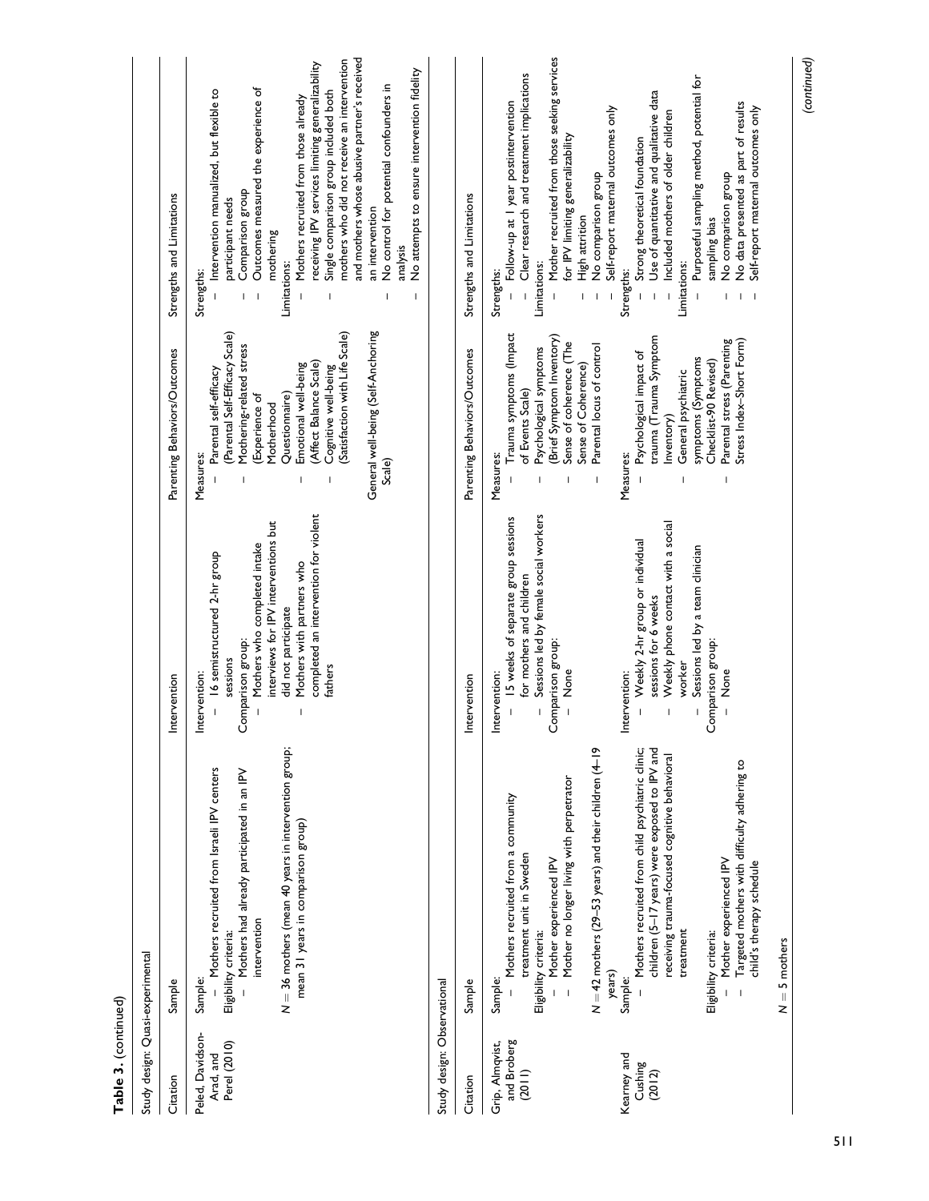**Table 3.** (continued)

Study design: Quasi-experimental

| Citation | Sample | Intervention | Parenting Behaviors/Outcomes | Strengths and Limitations |
|---|---|---|---|---|
| Peled, Davidson-Arad, and Perel (2010) | Sample:<br>– Mothers recruited from Israeli IPV centers<br>Eligibility criteria:<br>– Mothers had already participated in an IPV intervention<br>$N = 36$ mothers (mean 40 years in intervention group; mean 31 years in comparison group) | Intervention:<br>– 16 semistructured 2-hr group sessions<br>Comparison group:<br>– Mothers who completed intake interviews for IPV interventions but did not participate<br>– Mothers with partners who completed an intervention for violent fathers | Measures:<br>– Parental self-efficacy (Parental Self-Efficacy Scale)<br>– Mothering-related stress (Experience of Motherhood Questionnaire)<br>– Emotional well-being (Affect Balance Scale)<br>– Cognitive well-being (Satisfaction with Life Scale)<br>General well-being (Self-Anchoring Scale) | Strengths:<br>– Intervention manualized, but flexible to participant needs<br>– Comparison group<br>– Outcomes measured the experience of mothering<br>Limitations:<br>– Mothers recruited from those already receiving IPV services limiting generalizability<br>– Single comparison group included both mothers who did not receive an intervention and mothers whose abusive partner's received an intervention<br>– No control for potential confounders in analysis<br>– No attempts to ensure intervention fidelity |

Study design: Observational

| Citation | Sample | Intervention | Parenting Behaviors/Outcomes | Strengths and Limitations |
|---|---|---|---|---|
| Grip, Almqvist, and Broberg (2011) | Sample:<br>– Mothers recruited from a community treatment unit in Sweden<br>Eligibility criteria:<br>– Mother experienced IPV<br>– Mother no longer living with perpetrator<br>$N = 42$ mothers (29–53 years) and their children (4–19 years) | Intervention:<br>– 15 weeks of separate group sessions for mothers and children<br>– Sessions led by female social workers<br>Comparison group:<br>– None | Measures:<br>– Trauma symptoms (Impact of Events Scale)<br>– Psychological symptoms (Brief Symptom Inventory)<br>– Sense of coherence (The Sense of Coherence)<br>– Parental locus of control | Strengths:<br>– Follow-up at 1 year postintervention<br>– Clear research and treatment implications<br>Limitations:<br>– Mother recruited from those seeking services for IPV limiting generalizability<br>– High attrition<br>– No comparison group<br>– Self-report maternal outcomes only |
| Kearney and Cushing (2012) | Sample:<br>– Mothers recruited from child psychiatric clinic; children (5–17 years) were exposed to IPV and receiving trauma-focused cognitive behavioral treatment<br>Eligibility criteria:<br>– Mother experienced IPV<br>– Targeted mothers with difficulty adhering to child's therapy schedule<br>$N = 5$ mothers | Intervention:<br>– Weekly 2-hr group or individual sessions for 6 weeks<br>– Weekly phone contact with a social worker<br>– Sessions led by a team clinician<br>Comparison group:<br>– None | Measures:<br>– Psychological impact of trauma (Trauma Symptom Inventory)<br>– General psychiatric symptoms (Symptoms Checklist-90 Revised)<br>– Parental stress (Parenting Stress Index–Short Form) | Strengths:<br>– Strong theoretical foundation<br>– Use of quantitative and qualitative data<br>– Included mothers of older children<br>Limitations:<br>– Purposeful sampling method, potential for sampling bias<br>– No comparison group<br>– No data presented as part of results<br>– Self-report maternal outcomes only |

(continued)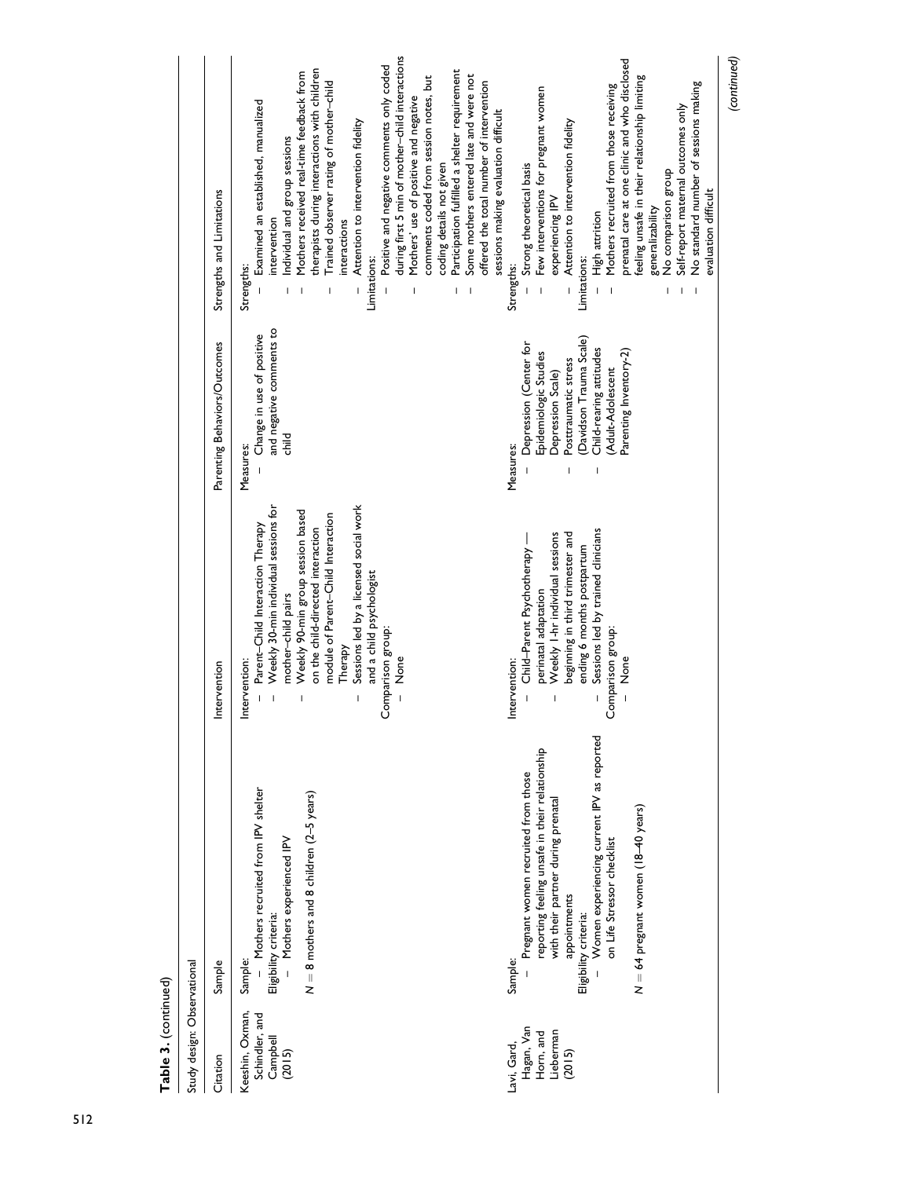**Table 3.** (continued)

| Citation | Sample | Intervention | Parenting Behaviors/Outcomes | Strengths and Limitations |
| --- | --- | --- | --- | --- |
| Study design: Observational | | | | |
| Keeshin, Oxman, Schindler, and Campbell (2015) | Sample:<br>– Mothers recruited from IPV shelter<br>Eligibility criteria:<br>– Mothers experienced IPV<br>$N = 8$ mothers and 8 children (2–5 years) | Intervention:<br>– Parent–Child Interaction Therapy<br>– Weekly 30-min individual sessions for mother–child pairs<br>– Weekly 90-min group session based on the child-directed interaction module of Parent–Child Interaction Therapy<br>– Sessions led by a licensed social work and a child psychologist<br>Comparison group:<br>– None | Measures:<br>– Change in use of positive and negative comments to child | Strengths:<br>– Examined an established, manualized intervention<br>– Individual and group sessions<br>– Mothers received real-time feedback from therapists during interactions with children<br>– Trained observer rating of mother–child interactions<br>– Attention to intervention fidelity<br>Limitations:<br>– Positive and negative comments only coded during first 5 min of mother–child interactions<br>– Mothers' use of positive and negative comments coded from session notes, but coding details not given<br>– Participation fulfilled a shelter requirement<br>– Some mothers entered late and were not offered the total number of intervention sessions making evaluation difficult |
| Lavi, Gard, Hagan, Van Horn, and Lieberman (2015) | Sample:<br>– Pregnant women recruited from those reporting feeling unsafe in their relationship with their partner during prenatal appointments<br>Eligibility criteria:<br>– Women experiencing current IPV as reported on Life Stressor checklist<br>$N = 64$ pregnant women (18–40 years) | Intervention:<br>– Child–Parent Psychotherapy — perinatal adaptation<br>– Weekly 1-hr individual sessions beginning in third trimester and ending 6 months postpartum<br>– Sessions led by trained clinicians<br>Comparison group:<br>– None | Measures:<br>– Depression (Center for Epidemiologic Studies Depression Scale)<br>– Posttraumatic stress (Davidson Trauma Scale)<br>– Child-rearing attitudes (Adult-Adolescent Parenting Inventory-2) | Strengths:<br>– Strong theoretical basis<br>– Few interventions for pregnant women experiencing IPV<br>– Attention to intervention fidelity<br>Limitations:<br>– High attrition<br>– Mothers recruited from those receiving prenatal care at one clinic and who disclosed feeling unsafe in their relationship limiting generalizability<br>– No comparison group<br>– Self-report maternal outcomes only<br>– No standard number of sessions making evaluation difficult |

*(continued)*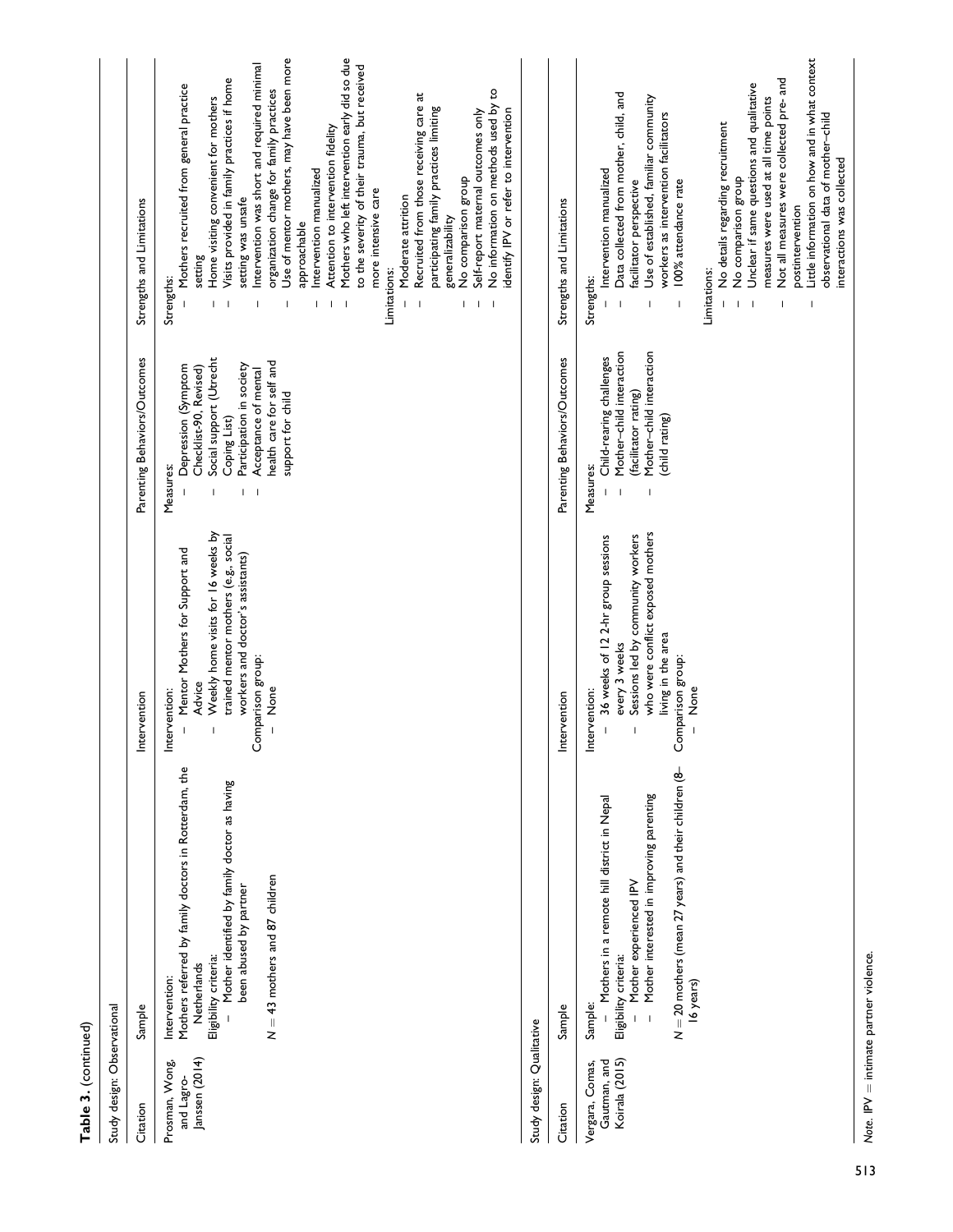**Table 3.** (continued)

Study design: Observational

| Citation | Sample | Intervention | Parenting Behaviors/Outcomes | Strengths and Limitations |
|---|---|---|---|---|
| Prosman, Wong, and Lagro-Janssen (2014) | Intervention:<br>Mothers referred by family doctors in Rotterdam, the Netherlands<br>Eligibility criteria:<br>– Mother identified by family doctor as having been abused by partner<br><br>$N = 43$ mothers and 87 children | Intervention:<br>– Mentor Mothers for Support and Advice<br>– Weekly home visits for 16 weeks by trained mentor mothers (e.g., social workers and doctor's assistants)<br>Comparison group:<br>– None | Measures:<br>– Depression (Symptom Checklist-90, Revised)<br>– Social support (Utrecht Coping List)<br>– Participation in society<br>– Acceptance of mental health care for self and support for child | Strengths:<br>– Mothers recruited from general practice setting<br>– Home visiting convenient for mothers<br>– Visits provided in family practices if home setting was unsafe<br>– Intervention was short and required minimal organization change for family practices<br>– Use of mentor mothers, may have been more approachable<br>– Intervention manualized<br>– Attention to intervention fidelity<br>– Mothers who left intervention early did so due to the severity of their trauma, but received more intensive care<br>Limitations:<br>– Moderate attrition<br>– Recruited from those receiving care at participating family practices limiting generalizability<br>– No comparison group<br>– Self-report maternal outcomes only<br>– No information on methods used by to identify IPV or refer to intervention |

Study design: Qualitative

| Citation | Sample | Intervention | Parenting Behaviors/Outcomes | Strengths and Limitations |
|---|---|---|---|---|
| Vergara, Comas, Gautman, and Koirala (2015) | Sample:<br>– Mothers in a remote hill district in Nepal<br>Eligibility criteria:<br>– Mother experienced IPV<br>– Mother interested in improving parenting<br><br>$N = 20$ mothers (mean 27 years) and their children (8–16 years) | Intervention:<br>– 36 weeks of 12 2-hr group sessions every 3 weeks<br>– Sessions led by community workers who were conflict exposed mothers living in the area<br>Comparison group:<br>– None | Measures:<br>– Child-rearing challenges<br>– Mother–child interaction (facilitator rating)<br>– Mother–child interaction (child rating) | Strengths:<br>– Intervention manualized<br>– Data collected from mother, child, and facilitator perspective<br>– Use of established, familiar community workers as intervention facilitators<br>– 100% attendance rate<br><br>Limitations:<br>– No details regarding recruitment<br>– No comparison group<br>– Unclear if same questions and qualitative measures were used at all time points<br>– Not all measures were collected pre- and postintervention<br>– Little information on how and in what context observational data of mother–child interactions was collected |

*Note.* IPV = intimate partner violence.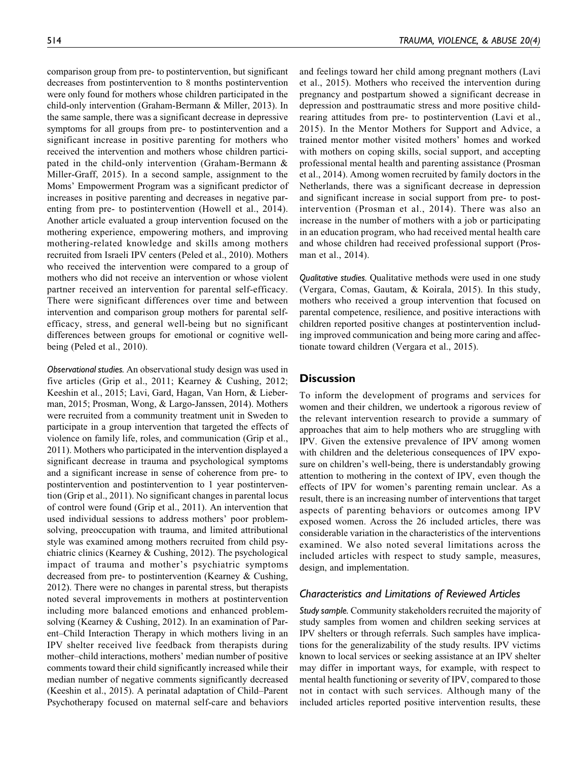comparison group from pre- to postintervention, but significant decreases from postintervention to 8 months postintervention were only found for mothers whose children participated in the child-only intervention (Graham-Bermann & Miller, 2013). In the same sample, there was a significant decrease in depressive symptoms for all groups from pre- to postintervention and a significant increase in positive parenting for mothers who received the intervention and mothers whose children participated in the child-only intervention (Graham-Bermann & Miller-Graff, 2015). In a second sample, assignment to the Moms' Empowerment Program was a significant predictor of increases in positive parenting and decreases in negative parenting from pre- to postintervention (Howell et al., 2014). Another article evaluated a group intervention focused on the mothering experience, empowering mothers, and improving mothering-related knowledge and skills among mothers recruited from Israeli IPV centers (Peled et al., 2010). Mothers who received the intervention were compared to a group of mothers who did not receive an intervention or whose violent partner received an intervention for parental self-efficacy. There were significant differences over time and between intervention and comparison group mothers for parental self-efficacy, stress, and general well-being but no significant differences between groups for emotional or cognitive well-being (Peled et al., 2010).

*Observational studies.* An observational study design was used in five articles (Grip et al., 2011; Kearney & Cushing, 2012; Keeshin et al., 2015; Lavi, Gard, Hagan, Van Horn, & Lieberman, 2015; Prosman, Wong, & Largo-Janssen, 2014). Mothers were recruited from a community treatment unit in Sweden to participate in a group intervention that targeted the effects of violence on family life, roles, and communication (Grip et al., 2011). Mothers who participated in the intervention displayed a significant decrease in trauma and psychological symptoms and a significant increase in sense of coherence from pre- to postintervention and postintervention to 1 year postintervention (Grip et al., 2011). No significant changes in parental locus of control were found (Grip et al., 2011). An intervention that used individual sessions to address mothers' poor problem-solving, preoccupation with trauma, and limited attributional style was examined among mothers recruited from child psychiatric clinics (Kearney & Cushing, 2012). The psychological impact of trauma and mother's psychiatric symptoms decreased from pre- to postintervention (Kearney & Cushing, 2012). There were no changes in parental stress, but therapists noted several improvements in mothers at postintervention including more balanced emotions and enhanced problem-solving (Kearney & Cushing, 2012). In an examination of Parent–Child Interaction Therapy in which mothers living in an IPV shelter received live feedback from therapists during mother–child interactions, mothers' median number of positive comments toward their child significantly increased while their median number of negative comments significantly decreased (Keeshin et al., 2015). A perinatal adaptation of Child–Parent Psychotherapy focused on maternal self-care and behaviors and feelings toward her child among pregnant mothers (Lavi et al., 2015). Mothers who received the intervention during pregnancy and postpartum showed a significant decrease in depression and posttraumatic stress and more positive child-rearing attitudes from pre- to postintervention (Lavi et al., 2015). In the Mentor Mothers for Support and Advice, a trained mentor mother visited mothers' homes and worked with mothers on coping skills, social support, and accepting professional mental health and parenting assistance (Prosman et al., 2014). Among women recruited by family doctors in the Netherlands, there was a significant decrease in depression and significant increase in social support from pre- to post-intervention (Prosman et al., 2014). There was also an increase in the number of mothers with a job or participating in an education program, who had received mental health care and whose children had received professional support (Prosman et al., 2014).

*Qualitative studies.* Qualitative methods were used in one study (Vergara, Comas, Gautam, & Koirala, 2015). In this study, mothers who received a group intervention that focused on parental competence, resilience, and positive interactions with children reported positive changes at postintervention including improved communication and being more caring and affectionate toward children (Vergara et al., 2015).

## Discussion

To inform the development of programs and services for women and their children, we undertook a rigorous review of the relevant intervention research to provide a summary of approaches that aim to help mothers who are struggling with IPV. Given the extensive prevalence of IPV among women with children and the deleterious consequences of IPV exposure on children's well-being, there is understandably growing attention to mothering in the context of IPV, even though the effects of IPV for women's parenting remain unclear. As a result, there is an increasing number of interventions that target aspects of parenting behaviors or outcomes among IPV exposed women. Across the 26 included articles, there was considerable variation in the characteristics of the interventions examined. We also noted several limitations across the included articles with respect to study sample, measures, design, and implementation.

### Characteristics and Limitations of Reviewed Articles

*Study sample.* Community stakeholders recruited the majority of study samples from women and children seeking services at IPV shelters or through referrals. Such samples have implications for the generalizability of the study results. IPV victims known to local services or seeking assistance at an IPV shelter may differ in important ways, for example, with respect to mental health functioning or severity of IPV, compared to those not in contact with such services. Although many of the included articles reported positive intervention results, these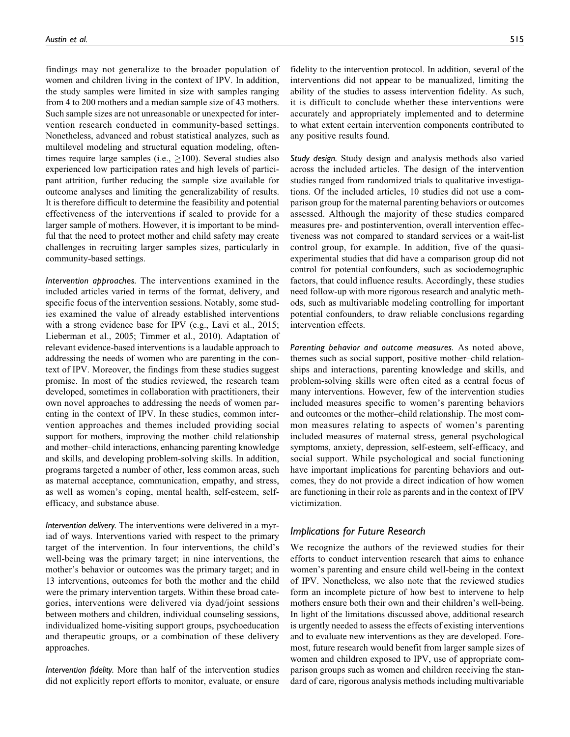findings may not generalize to the broader population of women and children living in the context of IPV. In addition, the study samples were limited in size with samples ranging from 4 to 200 mothers and a median sample size of 43 mothers. Such sample sizes are not unreasonable or unexpected for intervention research conducted in community-based settings. Nonetheless, advanced and robust statistical analyzes, such as multilevel modeling and structural equation modeling, oftentimes require large samples (i.e., $\geq$100). Several studies also experienced low participation rates and high levels of participant attrition, further reducing the sample size available for outcome analyses and limiting the generalizability of results. It is therefore difficult to determine the feasibility and potential effectiveness of the interventions if scaled to provide for a larger sample of mothers. However, it is important to be mindful that the need to protect mother and child safety may create challenges in recruiting larger samples sizes, particularly in community-based settings.

*Intervention approaches.* The interventions examined in the included articles varied in terms of the format, delivery, and specific focus of the intervention sessions. Notably, some studies examined the value of already established interventions with a strong evidence base for IPV (e.g., Lavi et al., 2015; Lieberman et al., 2005; Timmer et al., 2010). Adaptation of relevant evidence-based interventions is a laudable approach to addressing the needs of women who are parenting in the context of IPV. Moreover, the findings from these studies suggest promise. In most of the studies reviewed, the research team developed, sometimes in collaboration with practitioners, their own novel approaches to addressing the needs of women parenting in the context of IPV. In these studies, common intervention approaches and themes included providing social support for mothers, improving the mother–child relationship and mother–child interactions, enhancing parenting knowledge and skills, and developing problem-solving skills. In addition, programs targeted a number of other, less common areas, such as maternal acceptance, communication, empathy, and stress, as well as women's coping, mental health, self-esteem, self-efficacy, and substance abuse.

*Intervention delivery.* The interventions were delivered in a myriad of ways. Interventions varied with respect to the primary target of the intervention. In four interventions, the child's well-being was the primary target; in nine interventions, the mother's behavior or outcomes was the primary target; and in 13 interventions, outcomes for both the mother and the child were the primary intervention targets. Within these broad categories, interventions were delivered via dyad/joint sessions between mothers and children, individual counseling sessions, individualized home-visiting support groups, psychoeducation and therapeutic groups, or a combination of these delivery approaches.

*Intervention fidelity.* More than half of the intervention studies did not explicitly report efforts to monitor, evaluate, or ensure fidelity to the intervention protocol. In addition, several of the interventions did not appear to be manualized, limiting the ability of the studies to assess intervention fidelity. As such, it is difficult to conclude whether these interventions were accurately and appropriately implemented and to determine to what extent certain intervention components contributed to any positive results found.

*Study design.* Study design and analysis methods also varied across the included articles. The design of the intervention studies ranged from randomized trials to qualitative investigations. Of the included articles, 10 studies did not use a comparison group for the maternal parenting behaviors or outcomes assessed. Although the majority of these studies compared measures pre- and postintervention, overall intervention effectiveness was not compared to standard services or a wait-list control group, for example. In addition, five of the quasi-experimental studies that did have a comparison group did not control for potential confounders, such as sociodemographic factors, that could influence results. Accordingly, these studies need follow-up with more rigorous research and analytic methods, such as multivariable modeling controlling for important potential confounders, to draw reliable conclusions regarding intervention effects.

*Parenting behavior and outcome measures.* As noted above, themes such as social support, positive mother–child relationships and interactions, parenting knowledge and skills, and problem-solving skills were often cited as a central focus of many interventions. However, few of the intervention studies included measures specific to women's parenting behaviors and outcomes or the mother–child relationship. The most common measures relating to aspects of women's parenting included measures of maternal stress, general psychological symptoms, anxiety, depression, self-esteem, self-efficacy, and social support. While psychological and social functioning have important implications for parenting behaviors and outcomes, they do not provide a direct indication of how women are functioning in their role as parents and in the context of IPV victimization.

## Implications for Future Research

We recognize the authors of the reviewed studies for their efforts to conduct intervention research that aims to enhance women's parenting and ensure child well-being in the context of IPV. Nonetheless, we also note that the reviewed studies form an incomplete picture of how best to intervene to help mothers ensure both their own and their children's well-being. In light of the limitations discussed above, additional research is urgently needed to assess the effects of existing interventions and to evaluate new interventions as they are developed. Foremost, future research would benefit from larger sample sizes of women and children exposed to IPV, use of appropriate comparison groups such as women and children receiving the standard of care, rigorous analysis methods including multivariable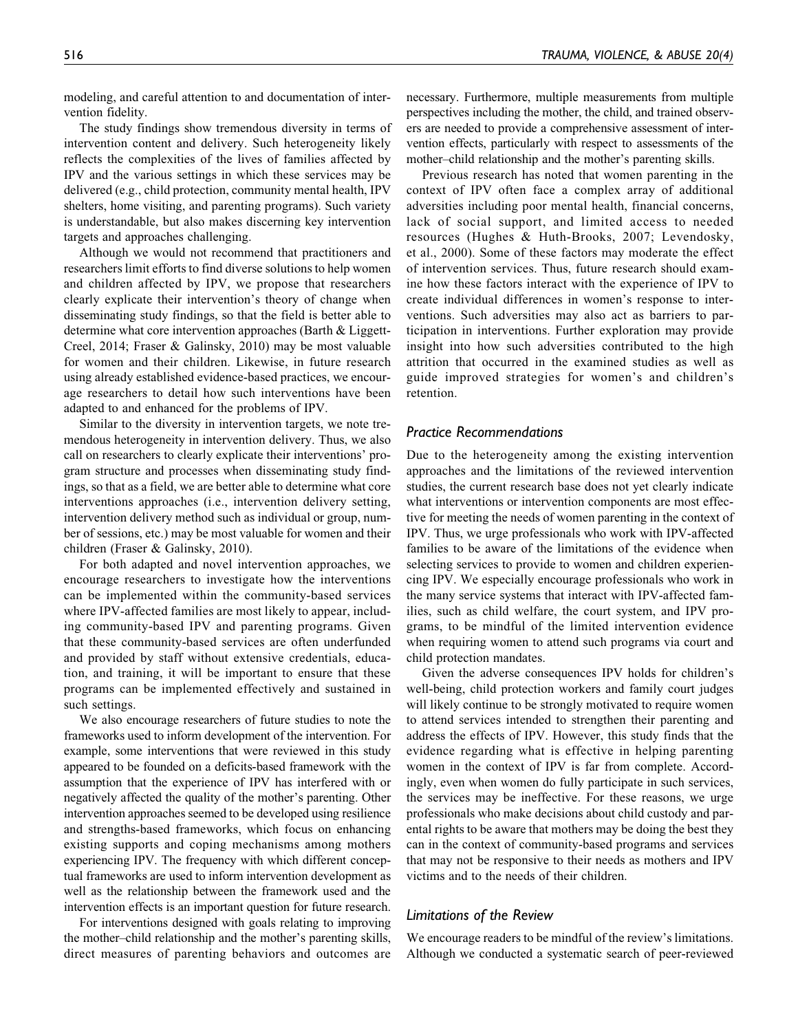modeling, and careful attention to and documentation of intervention fidelity.

The study findings show tremendous diversity in terms of intervention content and delivery. Such heterogeneity likely reflects the complexities of the lives of families affected by IPV and the various settings in which these services may be delivered (e.g., child protection, community mental health, IPV shelters, home visiting, and parenting programs). Such variety is understandable, but also makes discerning key intervention targets and approaches challenging.

Although we would not recommend that practitioners and researchers limit efforts to find diverse solutions to help women and children affected by IPV, we propose that researchers clearly explicate their intervention's theory of change when disseminating study findings, so that the field is better able to determine what core intervention approaches (Barth & Liggett-Creel, 2014; Fraser & Galinsky, 2010) may be most valuable for women and their children. Likewise, in future research using already established evidence-based practices, we encourage researchers to detail how such interventions have been adapted to and enhanced for the problems of IPV.

Similar to the diversity in intervention targets, we note tremendous heterogeneity in intervention delivery. Thus, we also call on researchers to clearly explicate their interventions' program structure and processes when disseminating study findings, so that as a field, we are better able to determine what core interventions approaches (i.e., intervention delivery setting, intervention delivery method such as individual or group, number of sessions, etc.) may be most valuable for women and their children (Fraser & Galinsky, 2010).

For both adapted and novel intervention approaches, we encourage researchers to investigate how the interventions can be implemented within the community-based services where IPV-affected families are most likely to appear, including community-based IPV and parenting programs. Given that these community-based services are often underfunded and provided by staff without extensive credentials, education, and training, it will be important to ensure that these programs can be implemented effectively and sustained in such settings.

We also encourage researchers of future studies to note the frameworks used to inform development of the intervention. For example, some interventions that were reviewed in this study appeared to be founded on a deficits-based framework with the assumption that the experience of IPV has interfered with or negatively affected the quality of the mother's parenting. Other intervention approaches seemed to be developed using resilience and strengths-based frameworks, which focus on enhancing existing supports and coping mechanisms among mothers experiencing IPV. The frequency with which different conceptual frameworks are used to inform intervention development as well as the relationship between the framework used and the intervention effects is an important question for future research.

For interventions designed with goals relating to improving the mother–child relationship and the mother's parenting skills, direct measures of parenting behaviors and outcomes are necessary. Furthermore, multiple measurements from multiple perspectives including the mother, the child, and trained observers are needed to provide a comprehensive assessment of intervention effects, particularly with respect to assessments of the mother–child relationship and the mother's parenting skills.

Previous research has noted that women parenting in the context of IPV often face a complex array of additional adversities including poor mental health, financial concerns, lack of social support, and limited access to needed resources (Hughes & Huth-Brooks, 2007; Levendosky, et al., 2000). Some of these factors may moderate the effect of intervention services. Thus, future research should examine how these factors interact with the experience of IPV to create individual differences in women's response to interventions. Such adversities may also act as barriers to participation in interventions. Further exploration may provide insight into how such adversities contributed to the high attrition that occurred in the examined studies as well as guide improved strategies for women's and children's retention.

### *Practice Recommendations*

Due to the heterogeneity among the existing intervention approaches and the limitations of the reviewed intervention studies, the current research base does not yet clearly indicate what interventions or intervention components are most effective for meeting the needs of women parenting in the context of IPV. Thus, we urge professionals who work with IPV-affected families to be aware of the limitations of the evidence when selecting services to provide to women and children experiencing IPV. We especially encourage professionals who work in the many service systems that interact with IPV-affected families, such as child welfare, the court system, and IPV programs, to be mindful of the limited intervention evidence when requiring women to attend such programs via court and child protection mandates.

Given the adverse consequences IPV holds for children's well-being, child protection workers and family court judges will likely continue to be strongly motivated to require women to attend services intended to strengthen their parenting and address the effects of IPV. However, this study finds that the evidence regarding what is effective in helping parenting women in the context of IPV is far from complete. Accordingly, even when women do fully participate in such services, the services may be ineffective. For these reasons, we urge professionals who make decisions about child custody and parental rights to be aware that mothers may be doing the best they can in the context of community-based programs and services that may not be responsive to their needs as mothers and IPV victims and to the needs of their children.

### *Limitations of the Review*

We encourage readers to be mindful of the review's limitations. Although we conducted a systematic search of peer-reviewed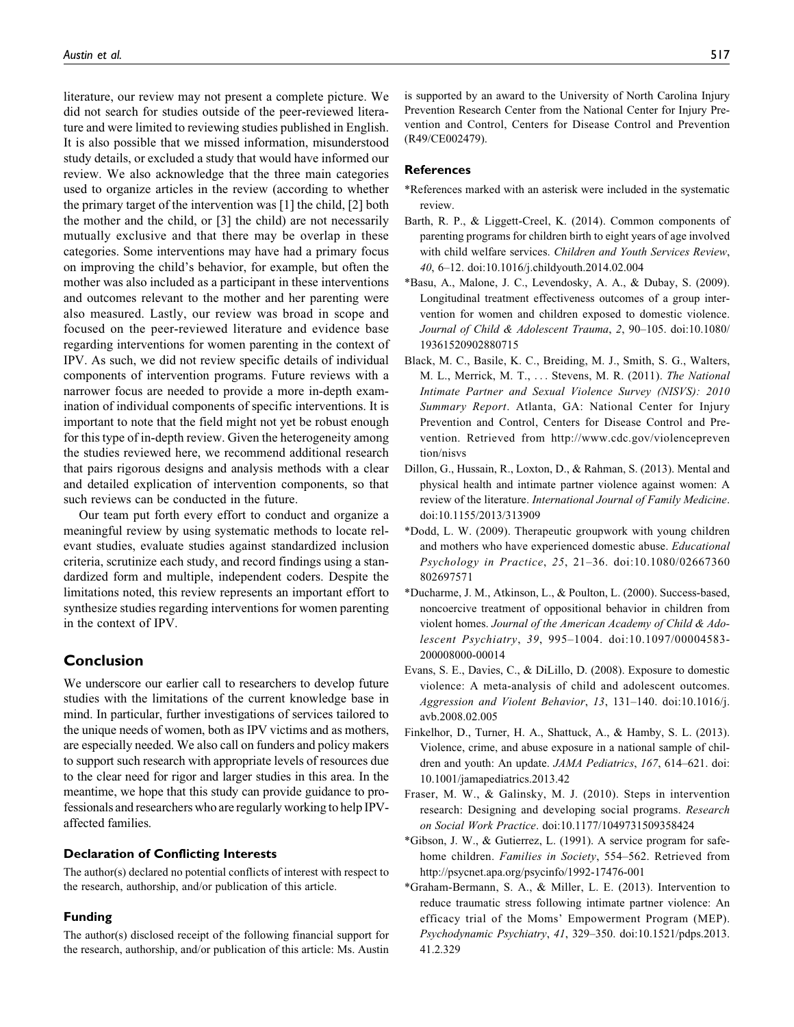literature, our review may not present a complete picture. We did not search for studies outside of the peer-reviewed literature and were limited to reviewing studies published in English. It is also possible that we missed information, misunderstood study details, or excluded a study that would have informed our review. We also acknowledge that the three main categories used to organize articles in the review (according to whether the primary target of the intervention was [1] the child, [2] both the mother and the child, or [3] the child) are not necessarily mutually exclusive and that there may be overlap in these categories. Some interventions may have had a primary focus on improving the child's behavior, for example, but often the mother was also included as a participant in these interventions and outcomes relevant to the mother and her parenting were also measured. Lastly, our review was broad in scope and focused on the peer-reviewed literature and evidence base regarding interventions for women parenting in the context of IPV. As such, we did not review specific details of individual components of intervention programs. Future reviews with a narrower focus are needed to provide a more in-depth examination of individual components of specific interventions. It is important to note that the field might not yet be robust enough for this type of in-depth review. Given the heterogeneity among the studies reviewed here, we recommend additional research that pairs rigorous designs and analysis methods with a clear and detailed explication of intervention components, so that such reviews can be conducted in the future.

Our team put forth every effort to conduct and organize a meaningful review by using systematic methods to locate relevant studies, evaluate studies against standardized inclusion criteria, scrutinize each study, and record findings using a standardized form and multiple, independent coders. Despite the limitations noted, this review represents an important effort to synthesize studies regarding interventions for women parenting in the context of IPV.

## Conclusion

We underscore our earlier call to researchers to develop future studies with the limitations of the current knowledge base in mind. In particular, further investigations of services tailored to the unique needs of women, both as IPV victims and as mothers, are especially needed. We also call on funders and policy makers to support such research with appropriate levels of resources due to the clear need for rigor and larger studies in this area. In the meantime, we hope that this study can provide guidance to professionals and researchers who are regularly working to help IPV-affected families.

### Declaration of Conflicting Interests

The author(s) declared no potential conflicts of interest with respect to the research, authorship, and/or publication of this article.

### Funding

The author(s) disclosed receipt of the following financial support for the research, authorship, and/or publication of this article: Ms. Austin is supported by an award to the University of North Carolina Injury Prevention Research Center from the National Center for Injury Prevention and Control, Centers for Disease Control and Prevention (R49/CE002479).

### References

*References marked with an asterisk were included in the systematic review.

Barth, R. P., & Liggett-Creel, K. (2014). Common components of parenting programs for children birth to eight years of age involved with child welfare services. *Children and Youth Services Review*, *40*, 6–12. doi:10.1016/j.childyouth.2014.02.004

*Basu, A., Malone, J. C., Levendosky, A. A., & Dubay, S. (2009). Longitudinal treatment effectiveness outcomes of a group intervention for women and children exposed to domestic violence. *Journal of Child & Adolescent Trauma*, *2*, 90–105. doi:10.1080/19361520902880715

Black, M. C., Basile, K. C., Breiding, M. J., Smith, S. G., Walters, M. L., Merrick, M. T., ... Stevens, M. R. (2011). *The National Intimate Partner and Sexual Violence Survey (NISVS): 2010 Summary Report*. Atlanta, GA: National Center for Injury Prevention and Control, Centers for Disease Control and Prevention. Retrieved from http://www.cdc.gov/violenceprevention/nisvs

Dillon, G., Hussain, R., Loxton, D., & Rahman, S. (2013). Mental and physical health and intimate partner violence against women: A review of the literature. *International Journal of Family Medicine*. doi:10.1155/2013/313909

*Dodd, L. W. (2009). Therapeutic groupwork with young children and mothers who have experienced domestic abuse. *Educational Psychology in Practice*, *25*, 21–36. doi:10.1080/02667360802697571

*Ducharme, J. M., Atkinson, L., & Poulton, L. (2000). Success-based, noncoercive treatment of oppositional behavior in children from violent homes. *Journal of the American Academy of Child & Adolescent Psychiatry*, *39*, 995–1004. doi:10.1097/00004583-200008000-00014

Evans, S. E., Davies, C., & DiLillo, D. (2008). Exposure to domestic violence: A meta-analysis of child and adolescent outcomes. *Aggression and Violent Behavior*, *13*, 131–140. doi:10.1016/j.avb.2008.02.005

Finkelhor, D., Turner, H. A., Shattuck, A., & Hamby, S. L. (2013). Violence, crime, and abuse exposure in a national sample of children and youth: An update. *JAMA Pediatrics*, *167*, 614–621. doi:10.1001/jamapediatrics.2013.42

Fraser, M. W., & Galinsky, M. J. (2010). Steps in intervention research: Designing and developing social programs. *Research on Social Work Practice*. doi:10.1177/1049731509358424

*Gibson, J. W., & Gutierrez, L. (1991). A service program for safe-home children. *Families in Society*, 554–562. Retrieved from http://psycnet.apa.org/psycinfo/1992-17476-001

*Graham-Bermann, S. A., & Miller, L. E. (2013). Intervention to reduce traumatic stress following intimate partner violence: An efficacy trial of the Moms' Empowerment Program (MEP). *Psychodynamic Psychiatry*, *41*, 329–350. doi:10.1521/pdps.2013.41.2.329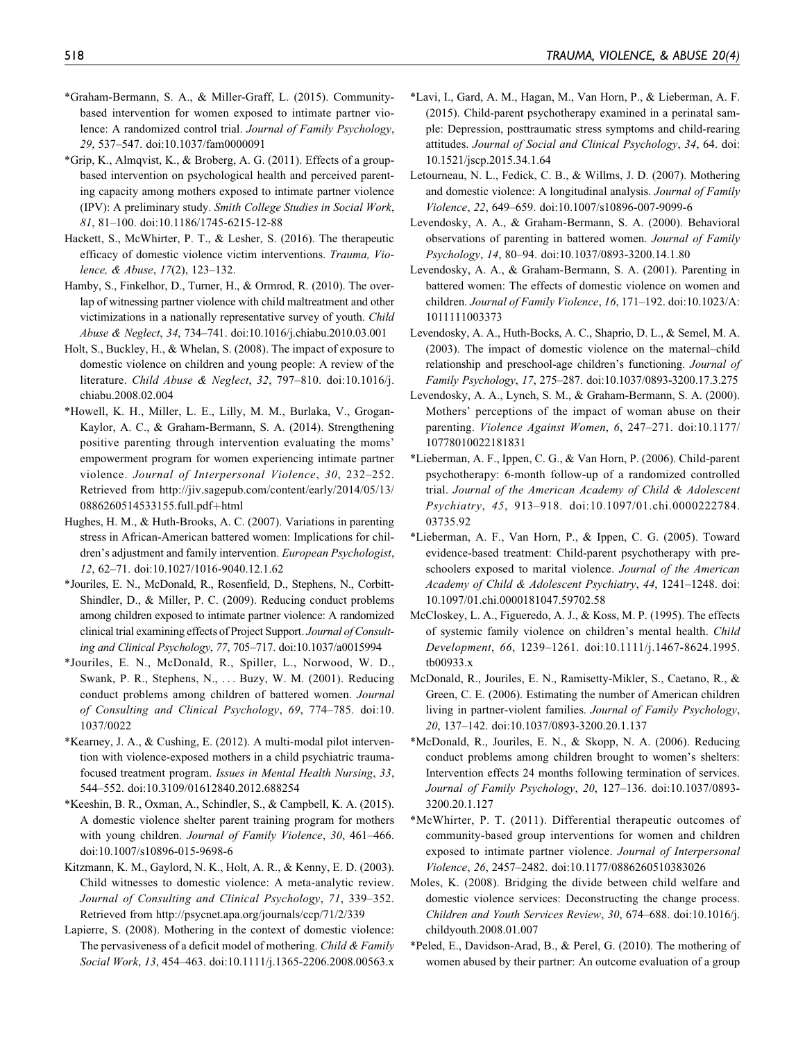*Graham-Bermann, S. A., & Miller-Graff, L. (2015). Community-based intervention for women exposed to intimate partner violence: A randomized control trial. *Journal of Family Psychology*, *29*, 537–547. doi:10.1037/fam0000091

*Grip, K., Almqvist, K., & Broberg, A. G. (2011). Effects of a group-based intervention on psychological health and perceived parenting capacity among mothers exposed to intimate partner violence (IPV): A preliminary study. *Smith College Studies in Social Work*, *81*, 81–100. doi:10.1186/1745-6215-12-88

Hackett, S., McWhirter, P. T., & Lesher, S. (2016). The therapeutic efficacy of domestic violence victim interventions. *Trauma, Violence, & Abuse*, *17*(2), 123–132.

Hamby, S., Finkelhor, D., Turner, H., & Ormrod, R. (2010). The overlap of witnessing partner violence with child maltreatment and other victimizations in a nationally representative survey of youth. *Child Abuse & Neglect*, *34*, 734–741. doi:10.1016/j.chiabu.2010.03.001

Holt, S., Buckley, H., & Whelan, S. (2008). The impact of exposure to domestic violence on children and young people: A review of the literature. *Child Abuse & Neglect*, *32*, 797–810. doi:10.1016/j.chiabu.2008.02.004

*Howell, K. H., Miller, L. E., Lilly, M. M., Burlaka, V., Grogan-Kaylor, A. C., & Graham-Bermann, S. A. (2014). Strengthening positive parenting through intervention evaluating the moms' empowerment program for women experiencing intimate partner violence. *Journal of Interpersonal Violence*, *30*, 232–252. Retrieved from http://jiv.sagepub.com/content/early/2014/05/13/0886260514533155.full.pdf+html

Hughes, H. M., & Huth-Brooks, A. C. (2007). Variations in parenting stress in African-American battered women: Implications for children's adjustment and family intervention. *European Psychologist*, *12*, 62–71. doi:10.1027/1016-9040.12.1.62

*Jouriles, E. N., McDonald, R., Rosenfield, D., Stephens, N., Corbitt-Shindler, D., & Miller, P. C. (2009). Reducing conduct problems among children exposed to intimate partner violence: A randomized clinical trial examining effects of Project Support. *Journal of Consulting and Clinical Psychology*, *77*, 705–717. doi:10.1037/a0015994

*Jouriles, E. N., McDonald, R., Spiller, L., Norwood, W. D., Swank, P. R., Stephens, N., ... Buzy, W. M. (2001). Reducing conduct problems among children of battered women. *Journal of Consulting and Clinical Psychology*, *69*, 774–785. doi:10.1037/0022

*Kearney, J. A., & Cushing, E. (2012). A multi-modal pilot intervention with violence-exposed mothers in a child psychiatric trauma-focused treatment program. *Issues in Mental Health Nursing*, *33*, 544–552. doi:10.3109/01612840.2012.688254

*Keeshin, B. R., Oxman, A., Schindler, S., & Campbell, K. A. (2015). A domestic violence shelter parent training program for mothers with young children. *Journal of Family Violence*, *30*, 461–466. doi:10.1007/s10896-015-9698-6

Kitzmann, K. M., Gaylord, N. K., Holt, A. R., & Kenny, E. D. (2003). Child witnesses to domestic violence: A meta-analytic review. *Journal of Consulting and Clinical Psychology*, *71*, 339–352. Retrieved from http://psycnet.apa.org/journals/ccp/71/2/339

Lapierre, S. (2008). Mothering in the context of domestic violence: The pervasiveness of a deficit model of mothering. *Child & Family Social Work*, *13*, 454–463. doi:10.1111/j.1365-2206.2008.00563.x

*Lavi, I., Gard, A. M., Hagan, M., Van Horn, P., & Lieberman, A. F. (2015). Child-parent psychotherapy examined in a perinatal sample: Depression, posttraumatic stress symptoms and child-rearing attitudes. *Journal of Social and Clinical Psychology*, *34*, 64. doi:10.1521/jscp.2015.34.1.64

Letourneau, N. L., Fedick, C. B., & Willms, J. D. (2007). Mothering and domestic violence: A longitudinal analysis. *Journal of Family Violence*, *22*, 649–659. doi:10.1007/s10896-007-9099-6

Levendosky, A. A., & Graham-Bermann, S. A. (2000). Behavioral observations of parenting in battered women. *Journal of Family Psychology*, *14*, 80–94. doi:10.1037/0893-3200.14.1.80

Levendosky, A. A., & Graham-Bermann, S. A. (2001). Parenting in battered women: The effects of domestic violence on women and children. *Journal of Family Violence*, *16*, 171–192. doi:10.1023/A:1011111003373

Levendosky, A. A., Huth-Bocks, A. C., Shaprio, D. L., & Semel, M. A. (2003). The impact of domestic violence on the maternal–child relationship and preschool-age children's functioning. *Journal of Family Psychology*, *17*, 275–287. doi:10.1037/0893-3200.17.3.275

Levendosky, A. A., Lynch, S. M., & Graham-Bermann, S. A. (2000). Mothers' perceptions of the impact of woman abuse on their parenting. *Violence Against Women*, *6*, 247–271. doi:10.1177/10778010022181831

*Lieberman, A. F., Ippen, C. G., & Van Horn, P. (2006). Child-parent psychotherapy: 6-month follow-up of a randomized controlled trial. *Journal of the American Academy of Child & Adolescent Psychiatry*, *45*, 913–918. doi:10.1097/01.chi.0000222784.03735.92

*Lieberman, A. F., Van Horn, P., & Ippen, C. G. (2005). Toward evidence-based treatment: Child-parent psychotherapy with preschoolers exposed to marital violence. *Journal of the American Academy of Child & Adolescent Psychiatry*, *44*, 1241–1248. doi:10.1097/01.chi.0000181047.59702.58

McCloskey, L. A., Figueredo, A. J., & Koss, M. P. (1995). The effects of systemic family violence on children's mental health. *Child Development*, *66*, 1239–1261. doi:10.1111/j.1467-8624.1995.tb00933.x

McDonald, R., Jouriles, E. N., Ramisetty-Mikler, S., Caetano, R., & Green, C. E. (2006). Estimating the number of American children living in partner-violent families. *Journal of Family Psychology*, *20*, 137–142. doi:10.1037/0893-3200.20.1.137

*McDonald, R., Jouriles, E. N., & Skopp, N. A. (2006). Reducing conduct problems among children brought to women's shelters: Intervention effects 24 months following termination of services. *Journal of Family Psychology*, *20*, 127–136. doi:10.1037/0893-3200.20.1.127

*McWhirter, P. T. (2011). Differential therapeutic outcomes of community-based group interventions for women and children exposed to intimate partner violence. *Journal of Interpersonal Violence*, *26*, 2457–2482. doi:10.1177/0886260510383026

Moles, K. (2008). Bridging the divide between child welfare and domestic violence services: Deconstructing the change process. *Children and Youth Services Review*, *30*, 674–688. doi:10.1016/j.childyouth.2008.01.007

*Peled, E., Davidson-Arad, B., & Perel, G. (2010). The mothering of women abused by their partner: An outcome evaluation of a group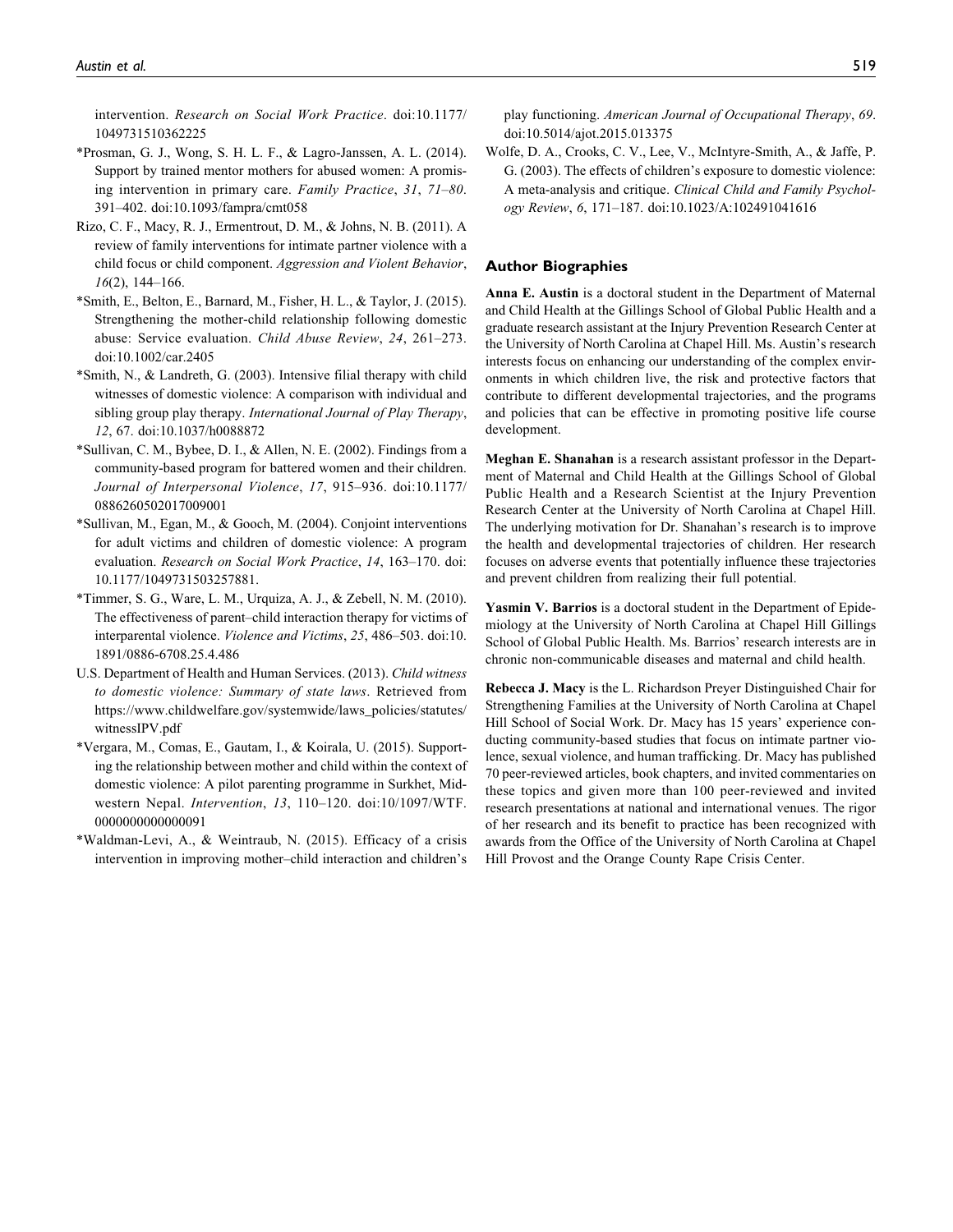intervention. *Research on Social Work Practice*. doi:10.1177/1049731510362225

*Prosman, G. J., Wong, S. H. L. F., & Lagro-Janssen, A. L. (2014). Support by trained mentor mothers for abused women: A promising intervention in primary care. *Family Practice*, *31*, *71–80*. 391–402. doi:10.1093/fampra/cmt058

Rizo, C. F., Macy, R. J., Ermentrout, D. M., & Johns, N. B. (2011). A review of family interventions for intimate partner violence with a child focus or child component. *Aggression and Violent Behavior*, *16*(2), 144–166.

*Smith, E., Belton, E., Barnard, M., Fisher, H. L., & Taylor, J. (2015). Strengthening the mother-child relationship following domestic abuse: Service evaluation. *Child Abuse Review*, *24*, 261–273. doi:10.1002/car.2405

*Smith, N., & Landreth, G. (2003). Intensive filial therapy with child witnesses of domestic violence: A comparison with individual and sibling group play therapy. *International Journal of Play Therapy*, *12*, 67. doi:10.1037/h0088872

*Sullivan, C. M., Bybee, D. I., & Allen, N. E. (2002). Findings from a community-based program for battered women and their children. *Journal of Interpersonal Violence*, *17*, 915–936. doi:10.1177/0886260502017009001

*Sullivan, M., Egan, M., & Gooch, M. (2004). Conjoint interventions for adult victims and children of domestic violence: A program evaluation. *Research on Social Work Practice*, *14*, 163–170. doi: 10.1177/1049731503257881.

*Timmer, S. G., Ware, L. M., Urquiza, A. J., & Zebell, N. M. (2010). The effectiveness of parent–child interaction therapy for victims of interparental violence. *Violence and Victims*, *25*, 486–503. doi:10.1891/0886-6708.25.4.486

U.S. Department of Health and Human Services. (2013). *Child witness to domestic violence: Summary of state laws*. Retrieved from https://www.childwelfare.gov/systemwide/laws_policies/statutes/witnessIPV.pdf

*Vergara, M., Comas, E., Gautam, I., & Koirala, U. (2015). Supporting the relationship between mother and child within the context of domestic violence: A pilot parenting programme in Surkhet, Midwestern Nepal. *Intervention*, *13*, 110–120. doi:10/1097/WTF.0000000000000091

*Waldman-Levi, A., & Weintraub, N. (2015). Efficacy of a crisis intervention in improving mother–child interaction and children's play functioning. *American Journal of Occupational Therapy*, *69*. doi:10.5014/ajot.2015.013375

Wolfe, D. A., Crooks, C. V., Lee, V., McIntyre-Smith, A., & Jaffe, P. G. (2003). The effects of children's exposure to domestic violence: A meta-analysis and critique. *Clinical Child and Family Psychology Review*, *6*, 171–187. doi:10.1023/A:102491041616

## Author Biographies

**Anna E. Austin** is a doctoral student in the Department of Maternal and Child Health at the Gillings School of Global Public Health and a graduate research assistant at the Injury Prevention Research Center at the University of North Carolina at Chapel Hill. Ms. Austin's research interests focus on enhancing our understanding of the complex environments in which children live, the risk and protective factors that contribute to different developmental trajectories, and the programs and policies that can be effective in promoting positive life course development.

**Meghan E. Shanahan** is a research assistant professor in the Department of Maternal and Child Health at the Gillings School of Global Public Health and a Research Scientist at the Injury Prevention Research Center at the University of North Carolina at Chapel Hill. The underlying motivation for Dr. Shanahan's research is to improve the health and developmental trajectories of children. Her research focuses on adverse events that potentially influence these trajectories and prevent children from realizing their full potential.

**Yasmin V. Barrios** is a doctoral student in the Department of Epidemiology at the University of North Carolina at Chapel Hill Gillings School of Global Public Health. Ms. Barrios' research interests are in chronic non-communicable diseases and maternal and child health.

**Rebecca J. Macy** is the L. Richardson Preyer Distinguished Chair for Strengthening Families at the University of North Carolina at Chapel Hill School of Social Work. Dr. Macy has 15 years' experience conducting community-based studies that focus on intimate partner violence, sexual violence, and human trafficking. Dr. Macy has published 70 peer-reviewed articles, book chapters, and invited commentaries on these topics and given more than 100 peer-reviewed and invited research presentations at national and international venues. The rigor of her research and its benefit to practice has been recognized with awards from the Office of the University of North Carolina at Chapel Hill Provost and the Orange County Rape Crisis Center.